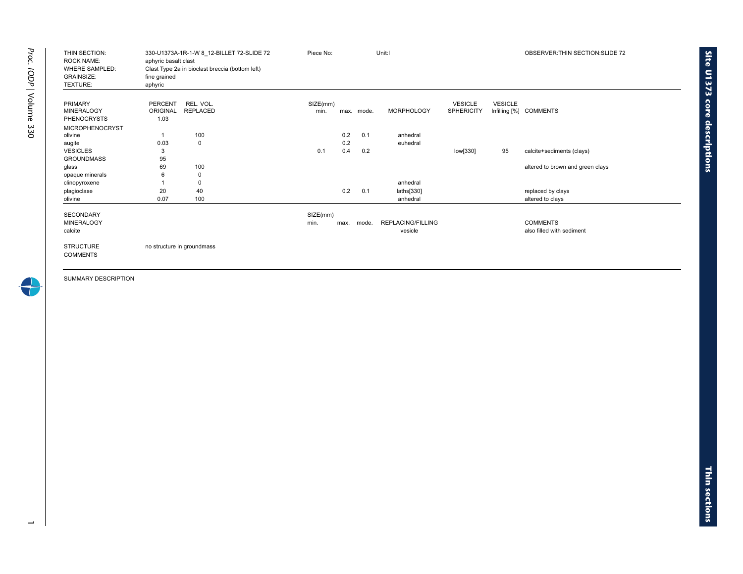| | | | | |
|---|---|---|---|---|
| THIN SECTION: | 330-U1373A-1R-1-W 8_12-BILLET 72-SLIDE 72 | Piece No: | Unit:I | OBSERVER:THIN SECTION:SLIDE 72 |
| ROCK NAME: | aphyric basalt clast | | | |
| WHERE SAMPLED: | Clast Type 2a in bioclast breccia (bottom left) | | | |
| GRAINSIZE: | fine grained | | | |
| TEXTURE: | aphyric | | | |

| PRIMARY MINERALOGY | PERCENT ORIGINAL | REL. VOL. REPLACED | SIZE(mm) min. | max. | mode. | MORPHOLOGY | VESICLE SPHERICITY | VESICLE Infilling [%] | COMMENTS |
|---|---|---|---|---|---|---|---|---|---|
| PHENOCRYSTS | 1.03 | | | | | | | | |
| MICROPHENOCRYST | | | | | | | | | |
| olivine | 1 | 100 | | 0.2 | 0.1 | anhedral | | | |
| augite | 0.03 | 0 | | 0.2 | | euhedral | | | |
| VESICLES | 3 | | 0.1 | 0.4 | 0.2 | | low[330] | 95 | calcite+sediments (clays) |
| GROUNDMASS | 95 | | | | | | | | |
| glass | 69 | 100 | | | | | | | altered to brown and green clays |
| opaque minerals | 6 | 0 | | | | | | | |
| clinopyroxene | 1 | 0 | | | | anhedral | | | |
| plagioclase | 20 | 40 | | 0.2 | 0.1 | laths[330] | | | replaced by clays |
| olivine | 0.07 | 100 | | | | anhedral | | | altered to clays |

| SECONDARY MINERALOGY | SIZE(mm) min. | max. | mode. | REPLACING/FILLING | COMMENTS |
|---|---|---|---|---|---|
| calcite | | | | vesicle | also filled with sediment |

STRUCTURE: no structure in groundmass

COMMENTS

SUMMARY DESCRIPTION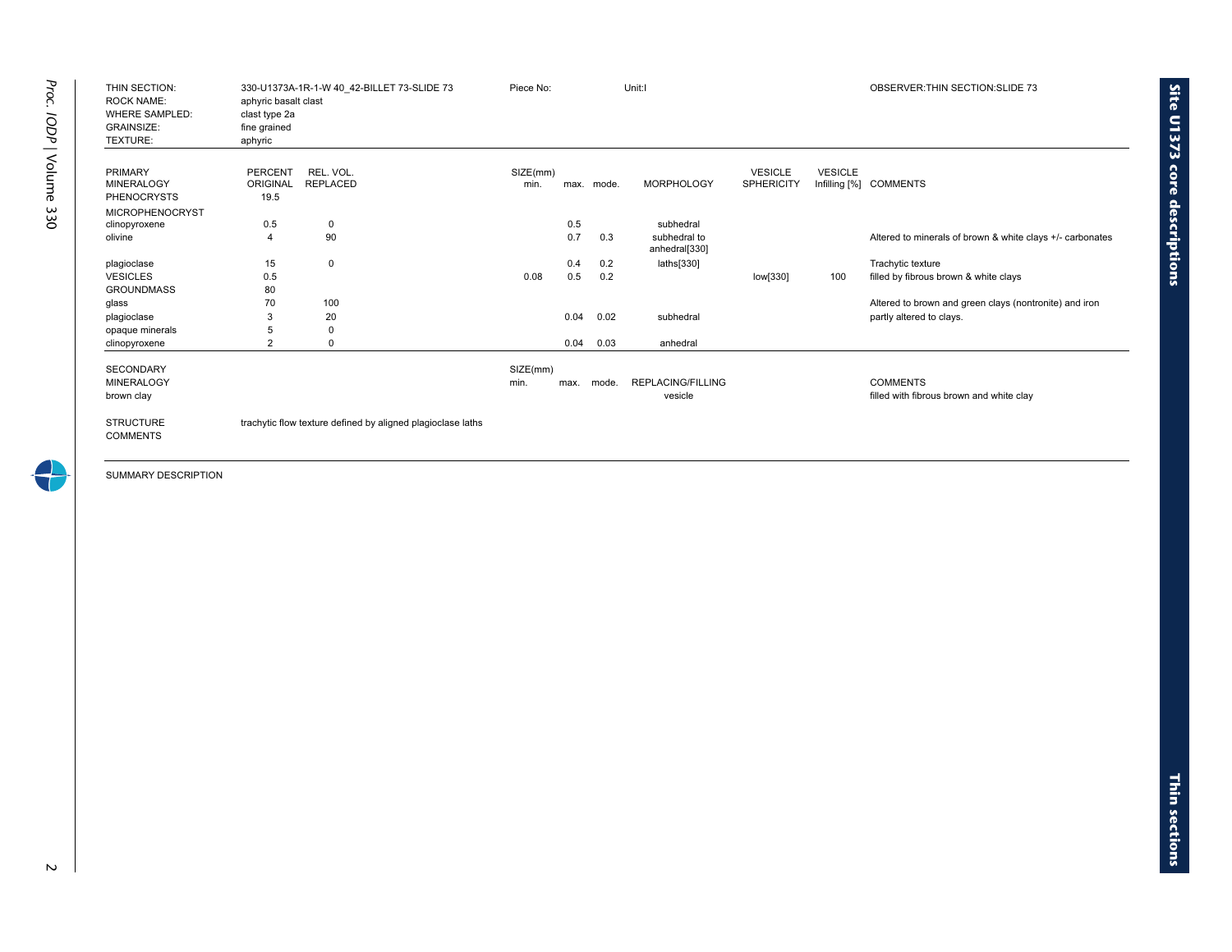| | | | | | | |
|---|---|---|---|---|---|---|
| THIN SECTION: | 330-U1373A-1R-1-W 40_42-BILLET 73-SLIDE 73 | Piece No: | | Unit:I | | OBSERVER:THIN SECTION:SLIDE 73 |
| ROCK NAME: | aphyric basalt clast | | | | | |
| WHERE SAMPLED: | clast type 2a | | | | | |
| GRAINSIZE: | fine grained | | | | | |
| TEXTURE: | aphyric | | | | | |

| PRIMARY MINERALOGY | PERCENT ORIGINAL | REL. VOL. REPLACED | SIZE(mm) min. | max. | mode. | MORPHOLOGY | VESICLE SPHERICITY | VESICLE Infilling [%] | COMMENTS |
|---|---|---|---|---|---|---|---|---|---|
| PHENOCRYSTS | 19.5 | | | | | | | | |
| MICROPHENOCRYST | | | | | | | | | |
| clinopyroxene | 0.5 | 0 | | 0.5 | | subhedral | | | |
| olivine | 4 | 90 | | 0.7 | 0.3 | subhedral to anhedral[330] | | | Altered to minerals of brown & white clays +/- carbonates |
| plagioclase | 15 | 0 | | 0.4 | 0.2 | laths[330] | | | Trachytic texture |
| VESICLES | 0.5 | | 0.08 | 0.5 | 0.2 | | low[330] | 100 | filled by fibrous brown & white clays |
| GROUNDMASS | 80 | | | | | | | | |
| glass | 70 | 100 | | | | | | | Altered to brown and green clays (nontronite) and iron |
| plagioclase | 3 | 20 | | 0.04 | 0.02 | subhedral | | | partly altered to clays. |
| opaque minerals | 5 | 0 | | | | | | | |
| clinopyroxene | 2 | 0 | | 0.04 | 0.03 | anhedral | | | |

| SECONDARY MINERALOGY | SIZE(mm) min. | max. | mode. | REPLACING/FILLING | COMMENTS |
|---|---|---|---|---|---|
| brown clay | | | | vesicle | filled with fibrous brown and white clay |

STRUCTURE: trachytic flow texture defined by aligned plagioclase laths

COMMENTS

SUMMARY DESCRIPTION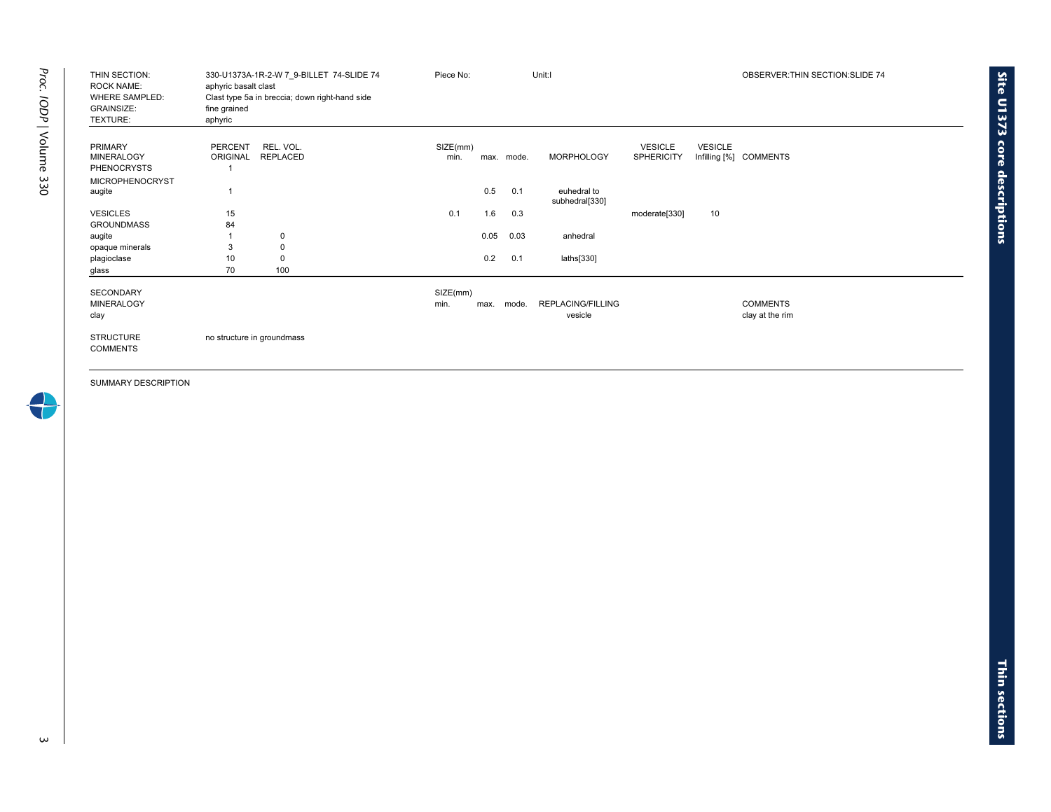| | | | |
|---|---|---|---|
| THIN SECTION: | 330-U1373A-1R-2-W 7_9-BILLET 74-SLIDE 74 | Piece No: | Unit:I | OBSERVER:THIN SECTION:SLIDE 74 |
| ROCK NAME: | aphyric basalt clast | | | |
| WHERE SAMPLED: | Clast type 5a in breccia; down right-hand side | | | |
| GRAINSIZE: | fine grained | | | |
| TEXTURE: | aphyric | | | |

| PRIMARY MINERALOGY | PERCENT ORIGINAL | REL. VOL. REPLACED | SIZE(mm) min. | max. | mode. | MORPHOLOGY | VESICLE SPHERICITY | VESICLE Infilling [%] | COMMENTS |
|---|---|---|---|---|---|---|---|---|---|
| PHENOCRYSTS | 1 | | | | | | | | |
| MICROPHENOCRYST | | | | | | | | | |
| augite | 1 | | | 0.5 | 0.1 | euhedral to subhedral[330] | | | |
| VESICLES | 15 | | 0.1 | 1.6 | 0.3 | | moderate[330] | 10 | |
| GROUNDMASS | 84 | | | | | | | | |
| augite | 1 | 0 | | 0.05 | 0.03 | anhedral | | | |
| opaque minerals | 3 | 0 | | | | | | | |
| plagioclase | 10 | 0 | | 0.2 | 0.1 | laths[330] | | | |
| glass | 70 | 100 | | | | | | | |

| SECONDARY MINERALOGY | SIZE(mm) min. | max. | mode. | REPLACING/FILLING | COMMENTS |
|---|---|---|---|---|---|
| clay | | | | vesicle | clay at the rim |

STRUCTURE: no structure in groundmass

COMMENTS

SUMMARY DESCRIPTION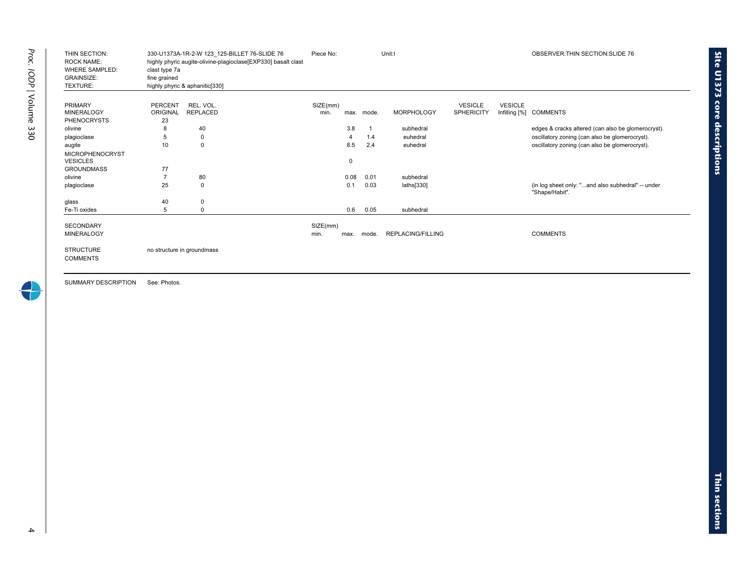| | | | |
|---|---|---|---|
| THIN SECTION: | 330-U1373A-1R-2-W 123_125-BILLET 76-SLIDE 76 | Piece No: | Unit:I |
| ROCK NAME: | highly phyric augite-olivine-plagioclase[EXP330] basalt clast | | |
| WHERE SAMPLED: | clast type 7a | | |
| GRAINSIZE: | fine grained | | |
| TEXTURE: | highly phyric & aphanitic[330] | | |

OBSERVER:THIN SECTION:SLIDE 76

| PRIMARY MINERALOGY | PERCENT ORIGINAL | REL. VOL. REPLACED | SIZE(mm) min. | max. | mode. | MORPHOLOGY | VESICLE SPHERICITY | VESICLE Infilling [%] | COMMENTS |
|---|---|---|---|---|---|---|---|---|---|
| PHENOCRYSTS | 23 | | | | | | | | |
| olivine | 8 | 40 | | 3.8 | 1 | subhedral | | | edges & cracks altered (can also be glomerocryst). |
| plagioclase | 5 | 0 | | 4 | 1.4 | euhedral | | | oscillatory zoning (can also be glomerocryst). |
| augite | 10 | 0 | | 8.5 | 2.4 | euhedral | | | oscillatory zoning (can also be glomerocryst). |
| MICROPHENOCRYST | | | | | | | | | |
| VESICLES | | | | 0 | | | | | |
| GROUNDMASS | 77 | | | | | | | | |
| olivine | 7 | 80 | | 0.08 | 0.01 | subhedral | | | |
| plagioclase | 25 | 0 | | 0.1 | 0.03 | laths[330] | | | (in log sheet only: "...and also subhedral" -- under "Shape/Habit". |
| glass | 40 | 0 | | | | | | | |
| Fe-Ti oxides | 5 | 0 | | 0.6 | 0.05 | subhedral | | | |

| SECONDARY MINERALOGY | SIZE(mm) min. | max. | mode. | REPLACING/FILLING | COMMENTS |
|---|---|---|---|---|---|

STRUCTURE: no structure in groundmass

COMMENTS

SUMMARY DESCRIPTION: See: Photos.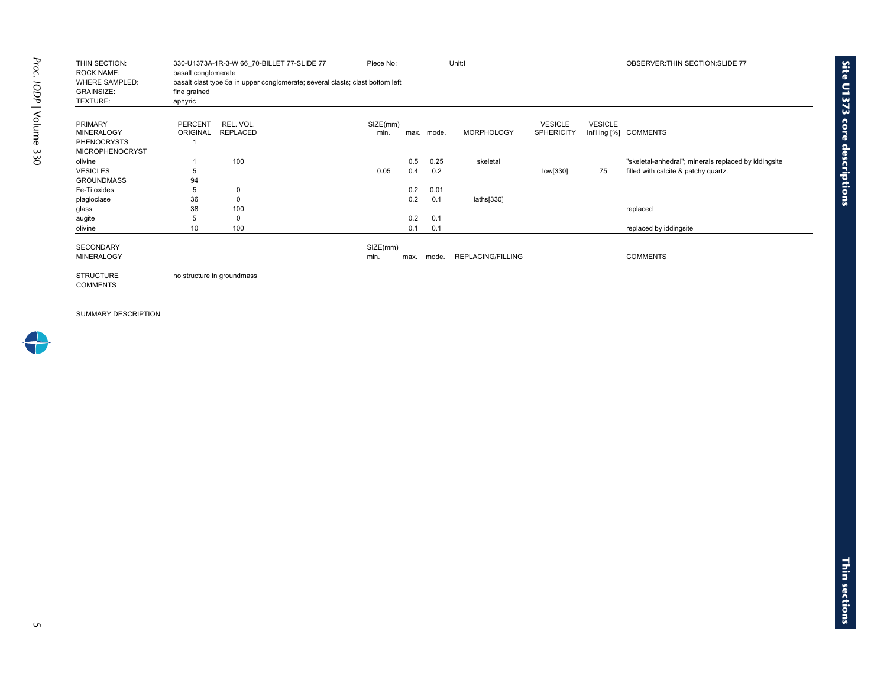| | | | | |
|---|---|---|---|---|
| THIN SECTION: | 330-U1373A-1R-3-W 66_70-BILLET 77-SLIDE 77 | Piece No: | Unit:I | OBSERVER:THIN SECTION:SLIDE 77 |
| ROCK NAME: | basalt conglomerate | | | |
| WHERE SAMPLED: | basalt clast type 5a in upper conglomerate; several clasts; clast bottom left | | | |
| GRAINSIZE: | fine grained | | | |
| TEXTURE: | aphyric | | | |

| PRIMARY MINERALOGY | PERCENT ORIGINAL | REL. VOL. REPLACED | SIZE(mm) min. | max. | mode. | MORPHOLOGY | VESICLE SPHERICITY | VESICLE Infilling [%] | COMMENTS |
|---|---|---|---|---|---|---|---|---|---|
| PHENOCRYSTS | 1 | | | | | | | | |
| MICROPHENOCRYST | | | | | | | | | |
| olivine | 1 | 100 | | 0.5 | 0.25 | skeletal | | | "skeletal-anhedral"; minerals replaced by iddingsite |
| VESICLES | 5 | | 0.05 | 0.4 | 0.2 | | low[330] | 75 | filled with calcite & patchy quartz. |
| GROUNDMASS | 94 | | | | | | | | |
| Fe-Ti oxides | 5 | 0 | | 0.2 | 0.01 | | | | |
| plagioclase | 36 | 0 | | 0.2 | 0.1 | laths[330] | | | |
| glass | 38 | 100 | | | | | | | replaced |
| augite | 5 | 0 | | 0.2 | 0.1 | | | | |
| olivine | 10 | 100 | | 0.1 | 0.1 | | | | replaced by iddingsite |

| SECONDARY MINERALOGY | SIZE(mm) min. | max. | mode. | REPLACING/FILLING | COMMENTS |
|---|---|---|---|---|---|

STRUCTURE COMMENTS: no structure in groundmass

SUMMARY DESCRIPTION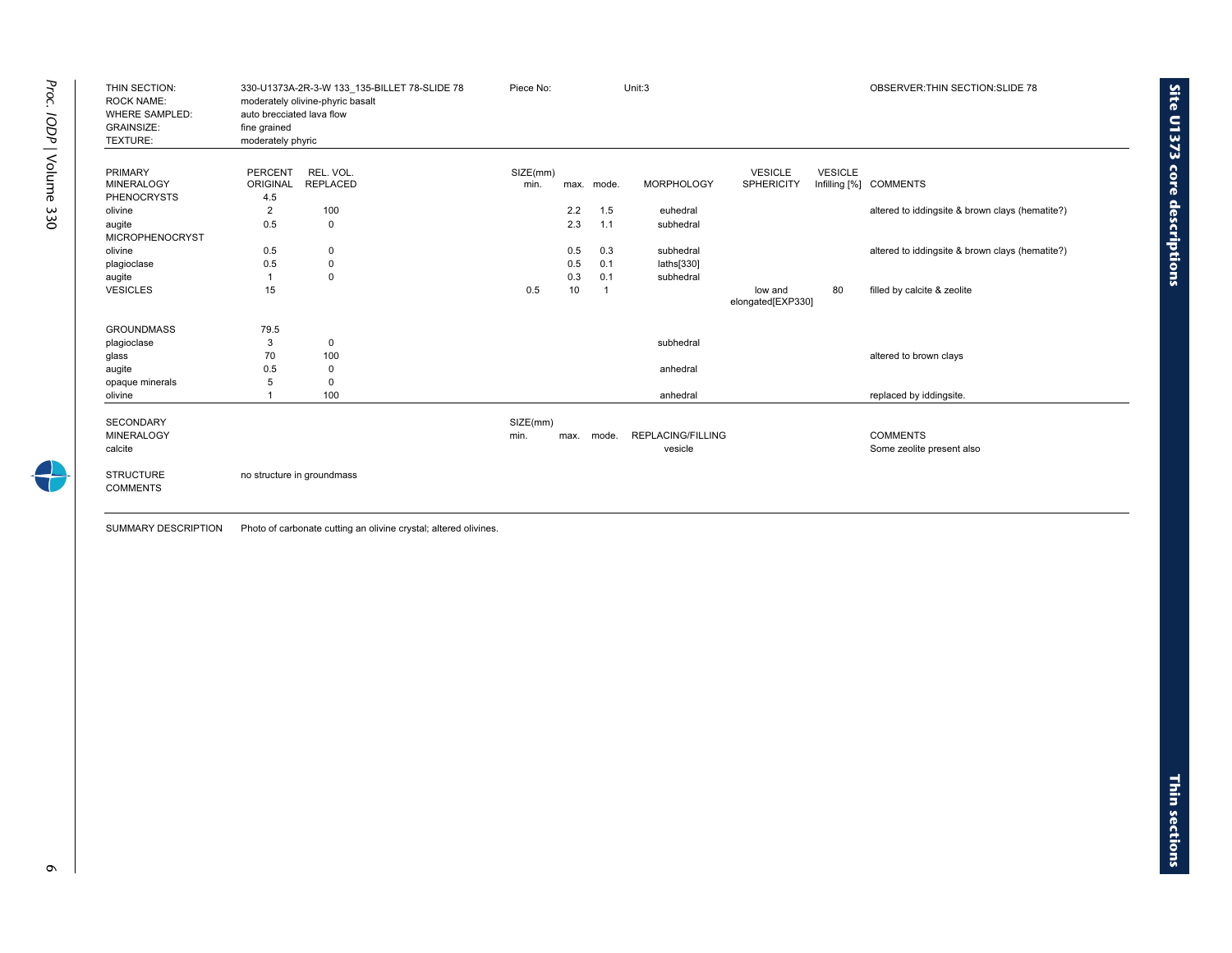| | | | | |
|---|---|---|---|---|
| THIN SECTION: | 330-U1373A-2R-3-W 133_135-BILLET 78-SLIDE 78 | Piece No: | Unit:3 | OBSERVER:THIN SECTION:SLIDE 78 |
| ROCK NAME: | moderately olivine-phyric basalt | | | |
| WHERE SAMPLED: | auto brecciated lava flow | | | |
| GRAINSIZE: | fine grained | | | |
| TEXTURE: | moderately phyric | | | |

| PRIMARY MINERALOGY | PERCENT ORIGINAL | REL. VOL. REPLACED | SIZE(mm) min. | max. | mode. | MORPHOLOGY | VESICLE SPHERICITY | VESICLE Infilling [%] | COMMENTS |
|---|---|---|---|---|---|---|---|---|---|
| PHENOCRYSTS | 4.5 | | | | | | | | |
| olivine | 2 | 100 | | 2.2 | 1.5 | euhedral | | | altered to iddingsite & brown clays (hematite?) |
| augite | 0.5 | 0 | | 2.3 | 1.1 | subhedral | | | |
| MICROPHENOCRYST | | | | | | | | | |
| olivine | 0.5 | 0 | | 0.5 | 0.3 | subhedral | | | altered to iddingsite & brown clays (hematite?) |
| plagioclase | 0.5 | 0 | | 0.5 | 0.1 | laths[330] | | | |
| augite | 1 | 0 | | 0.3 | 0.1 | subhedral | | | |
| VESICLES | 15 | | 0.5 | 10 | 1 | | low and elongated[EXP330] | 80 | filled by calcite & zeolite |
| GROUNDMASS | 79.5 | | | | | | | | |
| plagioclase | 3 | 0 | | | | subhedral | | | |
| glass | 70 | 100 | | | | | | | altered to brown clays |
| augite | 0.5 | 0 | | | | anhedral | | | |
| opaque minerals | 5 | 0 | | | | | | | |
| olivine | 1 | 100 | | | | anhedral | | | replaced by iddingsite. |

| SECONDARY MINERALOGY | SIZE(mm) min. | max. | mode. | REPLACING/FILLING | COMMENTS |
|---|---|---|---|---|---|
| calcite | | | | vesicle | Some zeolite present also |

STRUCTURE COMMENTS: no structure in groundmass

SUMMARY DESCRIPTION: Photo of carbonate cutting an olivine crystal; altered olivines.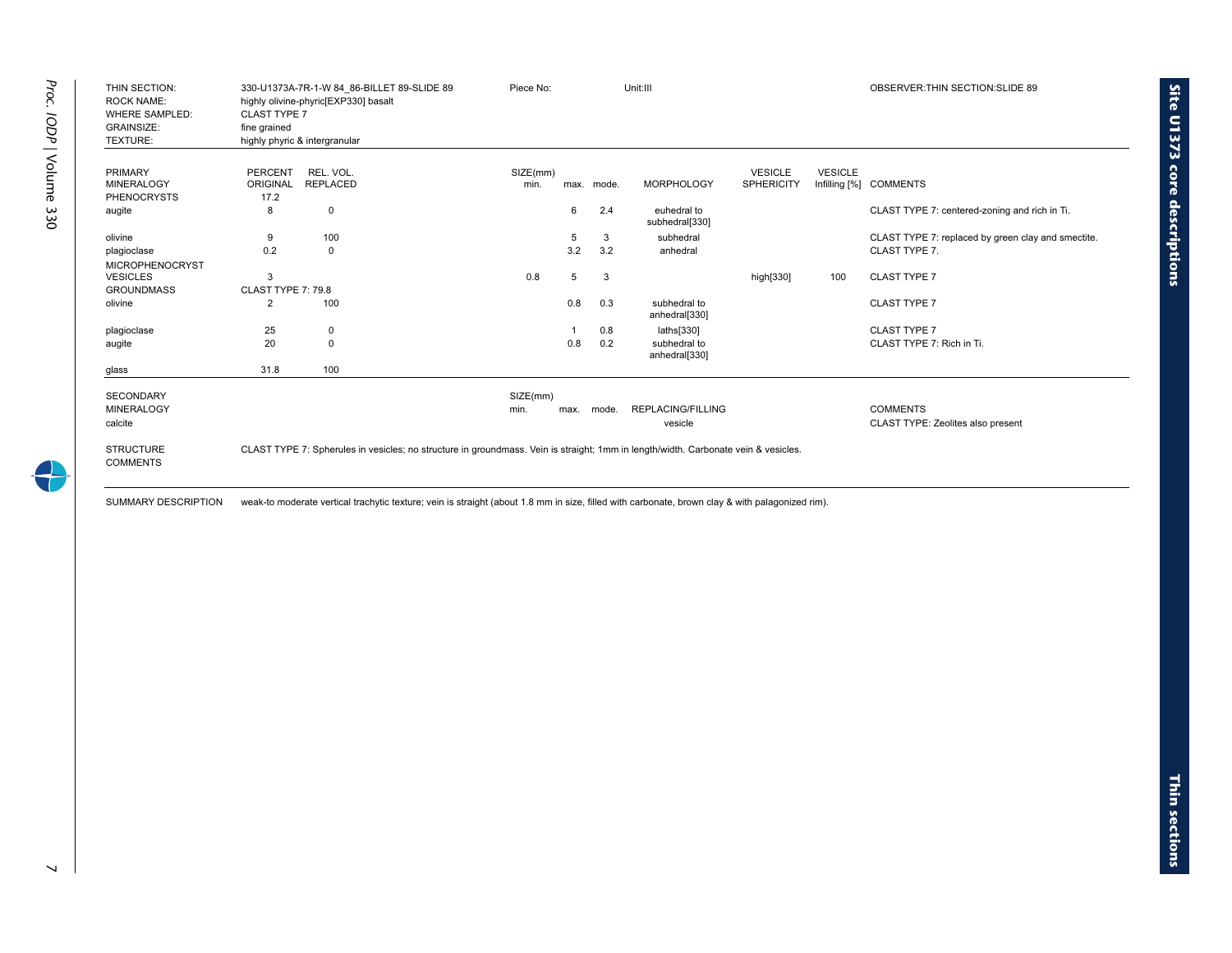| | | | | |
|---|---|---|---|---|
| THIN SECTION: | 330-U1373A-7R-1-W 84_86-BILLET 89-SLIDE 89 | Piece No: | Unit:III | OBSERVER:THIN SECTION:SLIDE 89 |
| ROCK NAME: | highly olivine-phyric[EXP330] basalt | | | |
| WHERE SAMPLED: | CLAST TYPE 7 | | | |
| GRAINSIZE: | fine grained | | | |
| TEXTURE: | highly phyric & intergranular | | | |

| PRIMARY MINERALOGY | PERCENT ORIGINAL | REL. VOL. REPLACED | SIZE(mm) min. | max. | mode. | MORPHOLOGY | VESICLE SPHERICITY | VESICLE Infilling [%] | COMMENTS |
|---|---|---|---|---|---|---|---|---|---|
| PHENOCRYSTS | 17.2 | | | | | | | | |
| augite | 8 | 0 | | 6 | 2.4 | euhedral to subhedral[330] | | | CLAST TYPE 7: centered-zoning and rich in Ti. |
| olivine | 9 | 100 | | 5 | 3 | subhedral | | | CLAST TYPE 7: replaced by green clay and smectite. |
| plagioclase | 0.2 | 0 | | 3.2 | 3.2 | anhedral | | | CLAST TYPE 7. |
| MICROPHENOCRYST | | | | | | | | | |
| VESICLES | 3 | | 0.8 | 5 | 3 | | high[330] | 100 | CLAST TYPE 7 |
| GROUNDMASS | CLAST TYPE 7: 79.8 | | | | | | | | |
| olivine | 2 | 100 | | 0.8 | 0.3 | subhedral to anhedral[330] | | | CLAST TYPE 7 |
| plagioclase | 25 | 0 | | 1 | 0.8 | laths[330] | | | CLAST TYPE 7 |
| augite | 20 | 0 | | 0.8 | 0.2 | subhedral to anhedral[330] | | | CLAST TYPE 7: Rich in Ti. |
| glass | 31.8 | 100 | | | | | | | |

| SECONDARY MINERALOGY | SIZE(mm) min. | max. | mode. | REPLACING/FILLING | COMMENTS |
|---|---|---|---|---|---|
| calcite | | | | vesicle | CLAST TYPE: Zeolites also present |

STRUCTURE COMMENTS: CLAST TYPE 7: Spherules in vesicles; no structure in groundmass. Vein is straight; 1mm in length/width. Carbonate vein & vesicles.

SUMMARY DESCRIPTION: weak-to moderate vertical trachytic texture; vein is straight (about 1.8 mm in size, filled with carbonate, brown clay & with palagonized rim).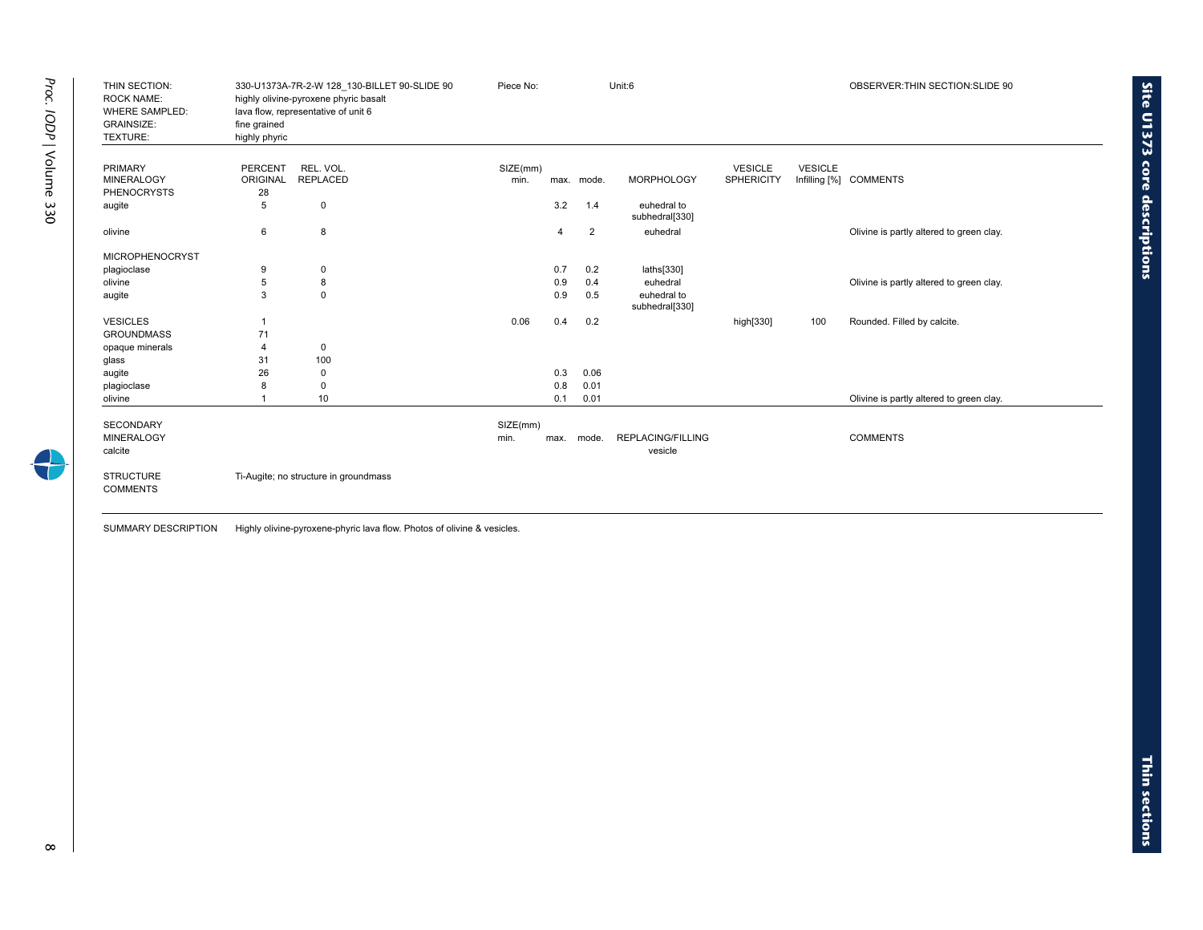| | | | |
|---|---|---|---|
| THIN SECTION: | 330-U1373A-7R-2-W 128_130-BILLET 90-SLIDE 90 | Piece No: | Unit:6 | OBSERVER:THIN SECTION:SLIDE 90 |
| ROCK NAME: | highly olivine-pyroxene phyric basalt | | | |
| WHERE SAMPLED: | lava flow, representative of unit 6 | | | |
| GRAINSIZE: | fine grained | | | |
| TEXTURE: | highly phyric | | | |

| PRIMARY MINERALOGY | PERCENT ORIGINAL | REL. VOL. REPLACED | SIZE(mm) min. | max. | mode. | MORPHOLOGY | VESICLE SPHERICITY | VESICLE Infilling [%] | COMMENTS |
|---|---|---|---|---|---|---|---|---|---|
| PHENOCRYSTS | 28 | | | | | | | | |
| augite | 5 | 0 | | 3.2 | 1.4 | euhedral to subhedral[330] | | | |
| olivine | 6 | 8 | | 4 | 2 | euhedral | | | Olivine is partly altered to green clay. |
| MICROPHENOCRYST | | | | | | | | | |
| plagioclase | 9 | 0 | | 0.7 | 0.2 | laths[330] | | | |
| olivine | 5 | 8 | | 0.9 | 0.4 | euhedral | | | Olivine is partly altered to green clay. |
| augite | 3 | 0 | | 0.9 | 0.5 | euhedral to subhedral[330] | | | |
| VESICLES | 1 | | 0.06 | 0.4 | 0.2 | | high[330] | 100 | Rounded. Filled by calcite. |
| GROUNDMASS | 71 | | | | | | | | |
| opaque minerals | 4 | 0 | | | | | | | |
| glass | 31 | 100 | | | | | | | |
| augite | 26 | 0 | | 0.3 | 0.06 | | | | |
| plagioclase | 8 | 0 | | 0.8 | 0.01 | | | | |
| olivine | 1 | 10 | | 0.1 | 0.01 | | | | Olivine is partly altered to green clay. |

| SECONDARY MINERALOGY | SIZE(mm) min. | max. | mode. | REPLACING/FILLING | COMMENTS |
|---|---|---|---|---|---|
| calcite | | | | vesicle | |

STRUCTURE COMMENTS: Ti-Augite; no structure in groundmass

SUMMARY DESCRIPTION: Highly olivine-pyroxene-phyric lava flow. Photos of olivine & vesicles.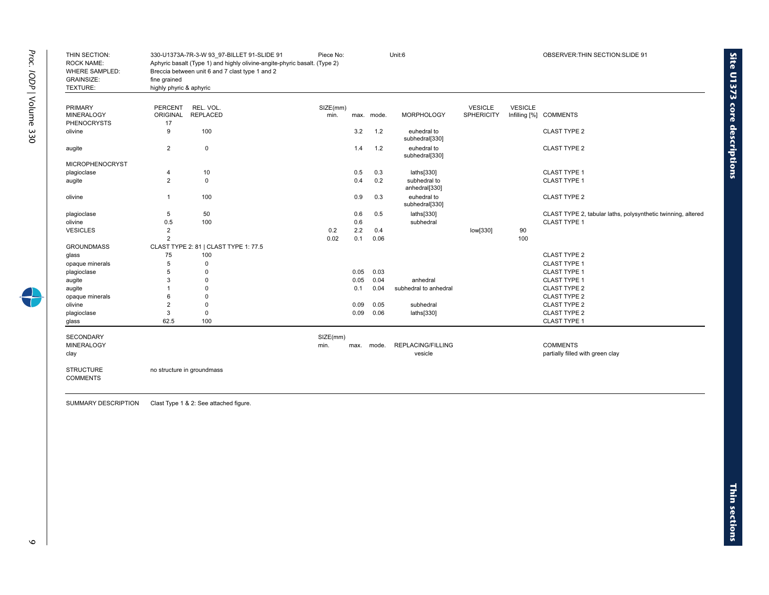| | | | |
|---|---|---|---|
| THIN SECTION: | 330-U1373A-7R-3-W 93_97-BILLET 91-SLIDE 91 | Piece No: | Unit:6 | OBSERVER:THIN SECTION:SLIDE 91 |
| ROCK NAME: | Aphyric basalt (Type 1) and highly olivine-angite-phyric basalt. (Type 2) | | | |
| WHERE SAMPLED: | Breccia between unit 6 and 7 clast type 1 and 2 | | | |
| GRAINSIZE: | fine grained | | | |
| TEXTURE: | highly phyric & aphyric | | | |

| PRIMARY MINERALOGY | PERCENT ORIGINAL | REL. VOL. REPLACED | SIZE(mm) min. | max. | mode. | MORPHOLOGY | VESICLE SPHERICITY | VESICLE Infilling [%] | COMMENTS |
|---|---|---|---|---|---|---|---|---|---|
| PHENOCRYSTS | 17 | | | | | | | | |
| olivine | 9 | 100 | | 3.2 | 1.2 | euhedral to subhedral[330] | | | CLAST TYPE 2 |
| augite | 2 | 0 | | 1.4 | 1.2 | euhedral to subhedral[330] | | | CLAST TYPE 2 |
| MICROPHENOCRYST | | | | | | | | | |
| plagioclase | 4 | 10 | | 0.5 | 0.3 | laths[330] | | | CLAST TYPE 1 |
| augite | 2 | 0 | | 0.4 | 0.2 | subhedral to anhedral[330] | | | CLAST TYPE 1 |
| olivine | 1 | 100 | | 0.9 | 0.3 | euhedral to subhedral[330] | | | CLAST TYPE 2 |
| plagioclase | 5 | 50 | | 0.6 | 0.5 | laths[330] | | | CLAST TYPE 2, tabular laths, polysynthetic twinning, altered |
| olivine | 0.5 | 100 | | 0.6 | | subhedral | | | CLAST TYPE 1 |
| VESICLES | 2 | | 0.2 | 2.2 | 0.4 | | low[330] | 90 | |
| | 2 | | 0.02 | 0.1 | 0.06 | | | 100 | |
| GROUNDMASS | CLAST TYPE 2: 81 \| CLAST TYPE 1: 77.5 | | | | | | | | |
| glass | 75 | 100 | | | | | | | CLAST TYPE 2 |
| opaque minerals | 5 | 0 | | | | | | | CLAST TYPE 1 |
| plagioclase | 5 | 0 | | 0.05 | 0.03 | | | | CLAST TYPE 1 |
| augite | 3 | 0 | | 0.05 | 0.04 | anhedral | | | CLAST TYPE 1 |
| augite | 1 | 0 | | 0.1 | 0.04 | subhedral to anhedral | | | CLAST TYPE 2 |
| opaque minerals | 6 | 0 | | | | | | | CLAST TYPE 2 |
| olivine | 2 | 0 | | 0.09 | 0.05 | subhedral | | | CLAST TYPE 2 |
| plagioclase | 3 | 0 | | 0.09 | 0.06 | laths[330] | | | CLAST TYPE 2 |
| glass | 62.5 | 100 | | | | | | | CLAST TYPE 1 |

| SECONDARY MINERALOGY | SIZE(mm) min. | max. | mode. | REPLACING/FILLING | COMMENTS |
|---|---|---|---|---|---|
| clay | | | | vesicle | partially filled with green clay |

STRUCTURE COMMENTS: no structure in groundmass

SUMMARY DESCRIPTION: Clast Type 1 & 2: See attached figure.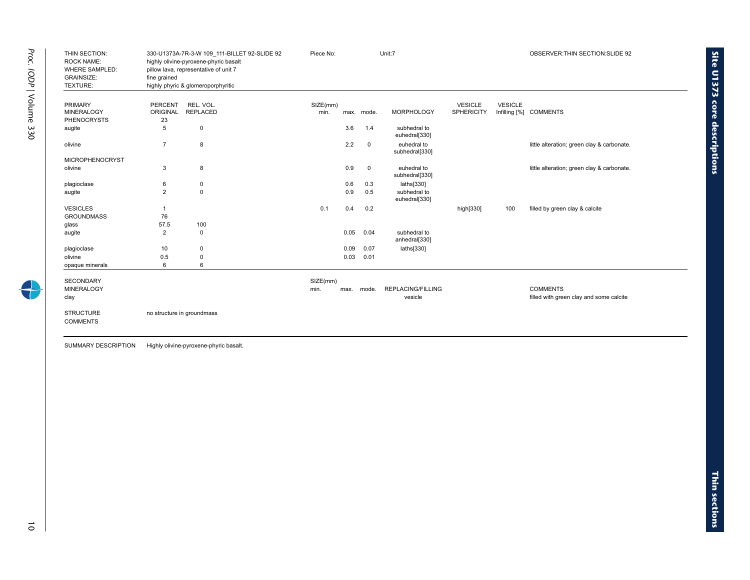| | | | |
|---|---|---|---|
| THIN SECTION: | 330-U1373A-7R-3-W 109_111-BILLET 92-SLIDE 92 | Piece No: | Unit:7 | OBSERVER:THIN SECTION:SLIDE 92 |
| ROCK NAME: | highly olivine-pyroxene-phyric basalt | | | |
| WHERE SAMPLED: | pillow lava, representative of unit 7 | | | |
| GRAINSIZE: | fine grained | | | |
| TEXTURE: | highly phyric & glomeroporphyritic | | | |

| PRIMARY MINERALOGY | PERCENT ORIGINAL | REL. VOL. REPLACED | SIZE(mm) min. | max. | mode. | MORPHOLOGY | VESICLE SPHERICITY | VESICLE Infilling [%] | COMMENTS |
|---|---|---|---|---|---|---|---|---|---|
| PHENOCRYSTS | 23 | | | | | | | | |
| augite | 5 | 0 | | 3.6 | 1.4 | subhedral to euhedral[330] | | | |
| olivine | 7 | 8 | | 2.2 | 0 | euhedral to subhedral[330] | | | little alteration; green clay & carbonate. |
| MICROPHENOCRYST | | | | | | | | | |
| olivine | 3 | 8 | | 0.9 | 0 | euhedral to subhedral[330] | | | little alteration; green clay & carbonate. |
| plagioclase | 6 | 0 | | 0.6 | 0.3 | laths[330] | | | |
| augite | 2 | 0 | | 0.9 | 0.5 | subhedral to euhedral[330] | | | |
| VESICLES | 1 | | 0.1 | 0.4 | 0.2 | | high[330] | 100 | filled by green clay & calcite |
| GROUNDMASS | 76 | | | | | | | | |
| glass | 57.5 | 100 | | | | | | | |
| augite | 2 | 0 | | 0.05 | 0.04 | subhedral to anhedral[330] | | | |
| plagioclase | 10 | 0 | | 0.09 | 0.07 | laths[330] | | | |
| olivine | 0.5 | 0 | | 0.03 | 0.01 | | | | |
| opaque minerals | 6 | 6 | | | | | | | |

| SECONDARY MINERALOGY | SIZE(mm) min. | max. | mode. | REPLACING/FILLING | COMMENTS |
|---|---|---|---|---|---|
| clay | | | | vesicle | filled with green clay and some calcite |

STRUCTURE: no structure in groundmass

COMMENTS

SUMMARY DESCRIPTION: Highly olivine-pyroxene-phyric basalt.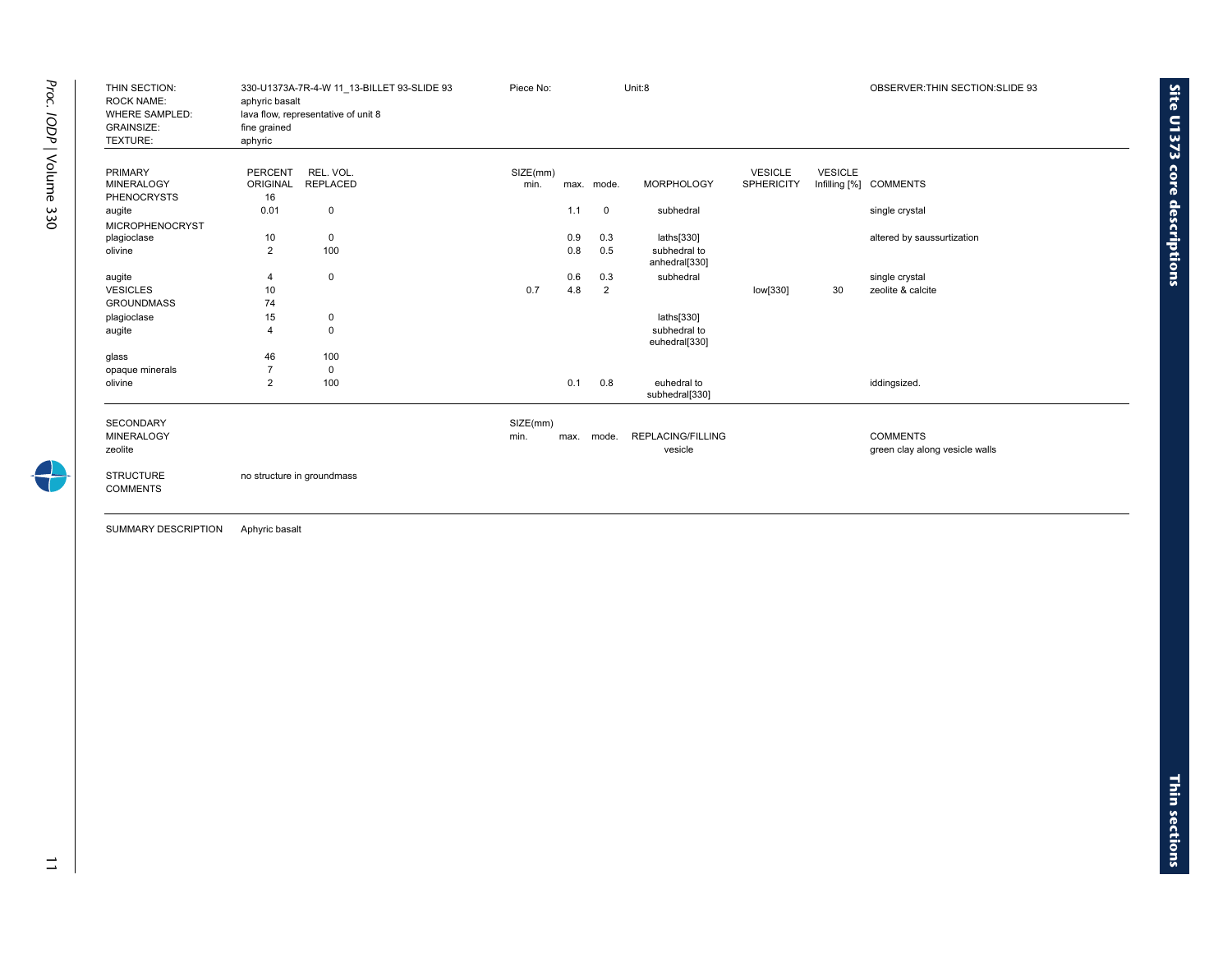| | | | | | |
|---|---|---|---|---|---|
| THIN SECTION: | 330-U1373A-7R-4-W 11_13-BILLET 93-SLIDE 93 | Piece No: | | Unit:8 | OBSERVER:THIN SECTION:SLIDE 93 |
| ROCK NAME: | aphyric basalt | | | | |
| WHERE SAMPLED: | lava flow, representative of unit 8 | | | | |
| GRAINSIZE: | fine grained | | | | |
| TEXTURE: | aphyric | | | | |

| PRIMARY MINERALOGY | PERCENT ORIGINAL | REL. VOL. REPLACED | SIZE(mm) min. | max. | mode. | MORPHOLOGY | VESICLE SPHERICITY | VESICLE Infilling [%] | COMMENTS |
|---|---|---|---|---|---|---|---|---|---|
| PHENOCRYSTS | 16 | | | | | | | | |
| augite | 0.01 | 0 | | 1.1 | 0 | subhedral | | | single crystal |
| MICROPHENOCRYST | | | | | | | | | |
| plagioclase | 10 | 0 | | 0.9 | 0.3 | laths[330] | | | altered by saussurtization |
| olivine | 2 | 100 | | 0.8 | 0.5 | subhedral to anhedral[330] | | | |
| augite | 4 | 0 | | 0.6 | 0.3 | subhedral | | | single crystal |
| VESICLES | 10 | | 0.7 | 4.8 | 2 | | low[330] | 30 | zeolite & calcite |
| GROUNDMASS | 74 | | | | | | | | |
| plagioclase | 15 | 0 | | | | laths[330] | | | |
| augite | 4 | 0 | | | | subhedral to euhedral[330] | | | |
| glass | 46 | 100 | | | | | | | |
| opaque minerals | 7 | 0 | | | | | | | |
| olivine | 2 | 100 | | 0.1 | 0.8 | euhedral to subhedral[330] | | | iddingsized. |

| SECONDARY MINERALOGY | SIZE(mm) min. | max. | mode. | REPLACING/FILLING | COMMENTS |
|---|---|---|---|---|---|
| zeolite | | | | vesicle | green clay along vesicle walls |

STRUCTURE COMMENTS: no structure in groundmass

SUMMARY DESCRIPTION: Aphyric basalt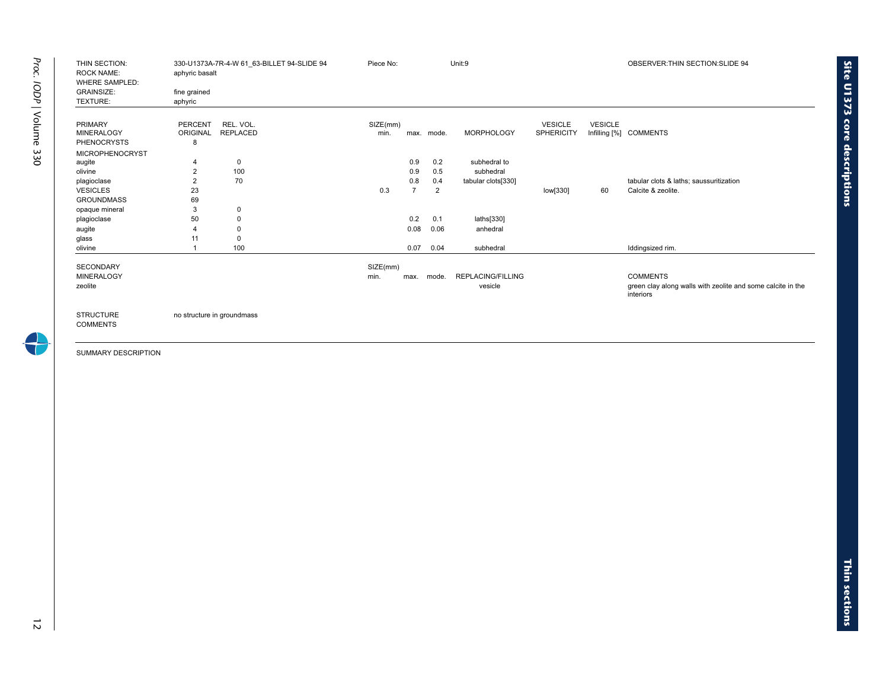| | | | | |
|---|---|---|---|---|
| THIN SECTION: | 330-U1373A-7R-4-W 61_63-BILLET 94-SLIDE 94 | Piece No: | Unit:9 | OBSERVER:THIN SECTION:SLIDE 94 |
| ROCK NAME: | aphyric basalt | | | |
| WHERE SAMPLED: | | | | |
| GRAINSIZE: | fine grained | | | |
| TEXTURE: | aphyric | | | |

| PRIMARY MINERALOGY | PERCENT ORIGINAL | REL. VOL. REPLACED | SIZE(mm) min. | max. | mode. | MORPHOLOGY | VESICLE SPHERICITY | VESICLE Infilling [%] | COMMENTS |
|---|---|---|---|---|---|---|---|---|---|
| PHENOCRYSTS | 8 | | | | | | | | |
| MICROPHENOCRYST | | | | | | | | | |
| augite | 4 | 0 | | 0.9 | 0.2 | subhedral to | | | |
| olivine | 2 | 100 | | 0.9 | 0.5 | subhedral | | | |
| plagioclase | 2 | 70 | | 0.8 | 0.4 | tabular clots[330] | | | tabular clots & laths; saussuritization |
| VESICLES | 23 | | 0.3 | 7 | 2 | | low[330] | 60 | Calcite & zeolite. |
| GROUNDMASS | 69 | | | | | | | | |
| opaque mineral | 3 | 0 | | | | | | | |
| plagioclase | 50 | 0 | | 0.2 | 0.1 | laths[330] | | | |
| augite | 4 | 0 | | 0.08 | 0.06 | anhedral | | | |
| glass | 11 | 0 | | | | | | | |
| olivine | 1 | 100 | | 0.07 | 0.04 | subhedral | | | Iddingsized rim. |

| SECONDARY MINERALOGY | SIZE(mm) min. | max. | mode. | REPLACING/FILLING | COMMENTS |
|---|---|---|---|---|---|
| zeolite | | | | vesicle | green clay along walls with zeolite and some calcite in the interiors |

STRUCTURE COMMENTS: no structure in groundmass

SUMMARY DESCRIPTION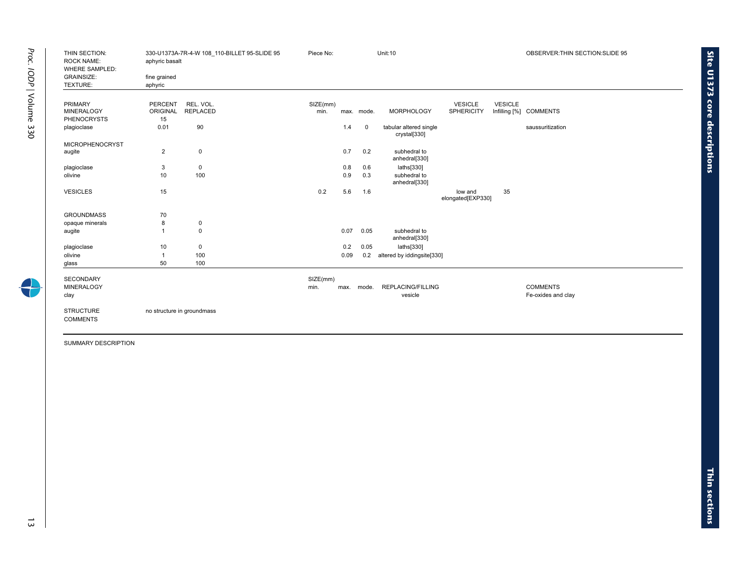| | | | | |
|---|---|---|---|---|
| THIN SECTION: | 330-U1373A-7R-4-W 108_110-BILLET 95-SLIDE 95 | Piece No: | Unit:10 | OBSERVER:THIN SECTION:SLIDE 95 |
| ROCK NAME: | aphyric basalt | | | |
| WHERE SAMPLED: | | | | |
| GRAINSIZE: | fine grained | | | |
| TEXTURE: | aphyric | | | |

| PRIMARY MINERALOGY | PERCENT ORIGINAL | REL. VOL. REPLACED | SIZE(mm) min. | max. | mode. | MORPHOLOGY | VESICLE SPHERICITY | VESICLE Infilling [%] | COMMENTS |
|---|---|---|---|---|---|---|---|---|---|
| PHENOCRYSTS | 15 | | | | | | | | |
| plagioclase | 0.01 | 90 | | 1.4 | 0 | tabular altered single crystal[330] | | | saussuritization |
| MICROPHENOCRYST | | | | | | | | | |
| augite | 2 | 0 | | 0.7 | 0.2 | subhedral to anhedral[330] | | | |
| plagioclase | 3 | 0 | | 0.8 | 0.6 | laths[330] | | | |
| olivine | 10 | 100 | | 0.9 | 0.3 | subhedral to anhedral[330] | | | |
| VESICLES | 15 | | 0.2 | 5.6 | 1.6 | | low and elongated[EXP330] | 35 | |
| GROUNDMASS | 70 | | | | | | | | |
| opaque minerals | 8 | 0 | | | | | | | |
| augite | 1 | 0 | | 0.07 | 0.05 | subhedral to anhedral[330] | | | |
| plagioclase | 10 | 0 | | 0.2 | 0.05 | laths[330] | | | |
| olivine | 1 | 100 | | 0.09 | 0.2 | altered by iddingsite[330] | | | |
| glass | 50 | 100 | | | | | | | |

| SECONDARY MINERALOGY | SIZE(mm) min. | max. | mode. | REPLACING/FILLING | COMMENTS |
|---|---|---|---|---|---|
| clay | | | | vesicle | Fe-oxides and clay |

STRUCTURE COMMENTS: no structure in groundmass

SUMMARY DESCRIPTION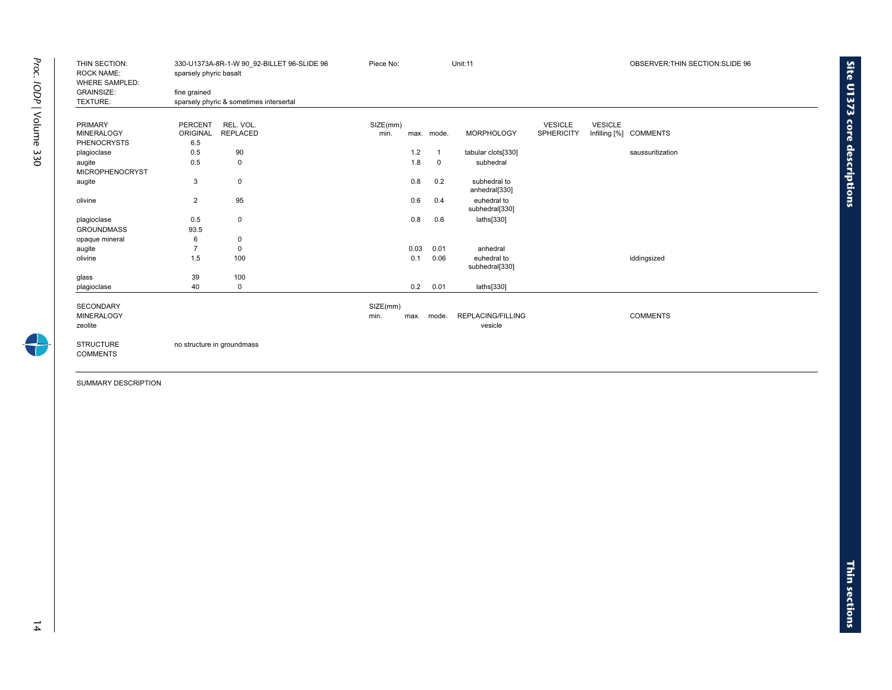| | | | | |
|---|---|---|---|---|
| THIN SECTION: | 330-U1373A-8R-1-W 90_92-BILLET 96-SLIDE 96 | Piece No: | Unit:11 | OBSERVER:THIN SECTION:SLIDE 96 |
| ROCK NAME: | sparsely phyric basalt | | | |
| WHERE SAMPLED: | | | | |
| GRAINSIZE: | fine grained | | | |
| TEXTURE: | sparsely phyric & sometimes intersertal | | | |

| PRIMARY MINERALOGY | PERCENT ORIGINAL | REL. VOL. REPLACED | SIZE(mm) min. | max. | mode. | MORPHOLOGY | VESICLE SPHERICITY | VESICLE Infilling [%] | COMMENTS |
|---|---|---|---|---|---|---|---|---|---|
| PHENOCRYSTS | 6.5 | | | | | | | | |
| plagioclase | 0.5 | 90 | | 1.2 | 1 | tabular clots[330] | | | saussuritization |
| augite | 0.5 | 0 | | 1.8 | 0 | subhedral | | | |
| MICROPHENOCRYST | | | | | | | | | |
| augite | 3 | 0 | | 0.8 | 0.2 | subhedral to anhedral[330] | | | |
| olivine | 2 | 95 | | 0.6 | 0.4 | euhedral to subhedral[330] | | | |
| plagioclase | 0.5 | 0 | | 0.8 | 0.6 | laths[330] | | | |
| GROUNDMASS | 93.5 | | | | | | | | |
| opaque mineral | 6 | 0 | | | | | | | |
| augite | 7 | 0 | | 0.03 | 0.01 | anhedral | | | |
| olivine | 1.5 | 100 | | 0.1 | 0.06 | euhedral to subhedral[330] | | | iddingsized |
| glass | 39 | 100 | | | | | | | |
| plagioclase | 40 | 0 | | 0.2 | 0.01 | laths[330] | | | |

| SECONDARY MINERALOGY | SIZE(mm) min. | max. | mode. | REPLACING/FILLING | COMMENTS |
|---|---|---|---|---|---|
| zeolite | | | | vesicle | |

STRUCTURE: no structure in groundmass

COMMENTS

SUMMARY DESCRIPTION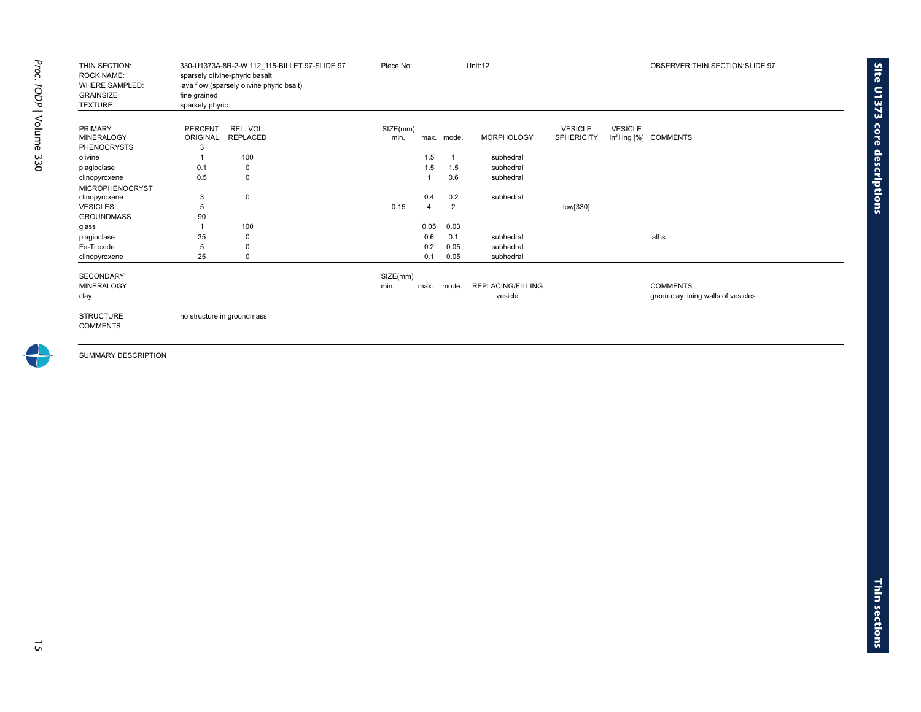| | | | | |
|---|---|---|---|---|
| THIN SECTION: | 330-U1373A-8R-2-W 112_115-BILLET 97-SLIDE 97 | Piece No: | Unit:12 | OBSERVER:THIN SECTION:SLIDE 97 |
| ROCK NAME: | sparsely olivine-phyric basalt | | | |
| WHERE SAMPLED: | lava flow (sparsely olivine phyric bsalt) | | | |
| GRAINSIZE: | fine grained | | | |
| TEXTURE: | sparsely phyric | | | |

| PRIMARY MINERALOGY | PERCENT ORIGINAL | REL. VOL. REPLACED | SIZE(mm) min. | max. | mode. | MORPHOLOGY | VESICLE SPHERICITY | VESICLE Infilling [%] | COMMENTS |
|---|---|---|---|---|---|---|---|---|---|
| PHENOCRYSTS | 3 | | | | | | | | |
| olivine | 1 | 100 | | 1.5 | 1 | subhedral | | | |
| plagioclase | 0.1 | 0 | | 1.5 | 1.5 | subhedral | | | |
| clinopyroxene | 0.5 | 0 | | 1 | 0.6 | subhedral | | | |
| MICROPHENOCRYST | | | | | | | | | |
| clinopyroxene | 3 | 0 | | 0.4 | 0.2 | subhedral | | | |
| VESICLES | 5 | | 0.15 | 4 | 2 | | low[330] | | |
| GROUNDMASS | 90 | | | | | | | | |
| glass | 1 | 100 | | 0.05 | 0.03 | | | | |
| plagioclase | 35 | 0 | | 0.6 | 0.1 | subhedral | | | laths |
| Fe-Ti oxide | 5 | 0 | | 0.2 | 0.05 | subhedral | | | |
| clinopyroxene | 25 | 0 | | 0.1 | 0.05 | subhedral | | | |

| SECONDARY MINERALOGY | SIZE(mm) min. | max. | mode. | REPLACING/FILLING | COMMENTS |
|---|---|---|---|---|---|
| clay | | | | vesicle | green clay lining walls of vesicles |

STRUCTURE COMMENTS: no structure in groundmass

SUMMARY DESCRIPTION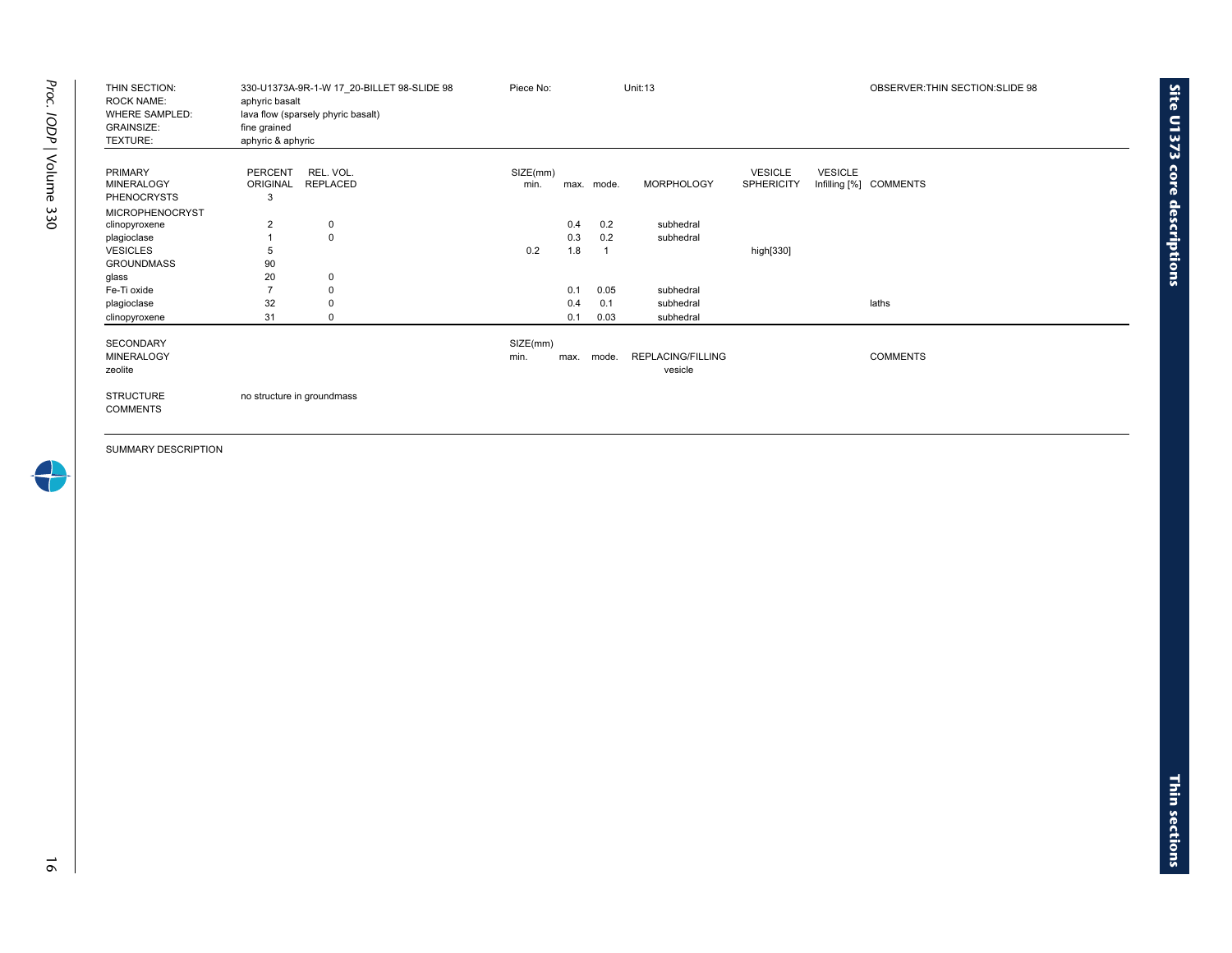| | | | | | |
|---|---|---|---|---|---|
| THIN SECTION: | 330-U1373A-9R-1-W 17_20-BILLET 98-SLIDE 98 | Piece No: | | Unit:13 | OBSERVER:THIN SECTION:SLIDE 98 |
| ROCK NAME: | aphyric basalt | | | | |
| WHERE SAMPLED: | lava flow (sparsely phyric basalt) | | | | |
| GRAINSIZE: | fine grained | | | | |
| TEXTURE: | aphyric & aphyric | | | | |

| PRIMARY MINERALOGY | PERCENT ORIGINAL | REL. VOL. REPLACED | SIZE(mm) min. | max. | mode. | MORPHOLOGY | VESICLE SPHERICITY | VESICLE Infilling [%] | COMMENTS |
|---|---|---|---|---|---|---|---|---|---|
| PHENOCRYSTS | 3 | | | | | | | | |
| MICROPHENOCRYST | | | | | | | | | |
| clinopyroxene | 2 | 0 | | 0.4 | 0.2 | subhedral | | | |
| plagioclase | 1 | 0 | | 0.3 | 0.2 | subhedral | | | |
| VESICLES | 5 | | 0.2 | 1.8 | 1 | | high[330] | | |
| GROUNDMASS | 90 | | | | | | | | |
| glass | 20 | 0 | | | | | | | |
| Fe-Ti oxide | 7 | 0 | | 0.1 | 0.05 | subhedral | | | |
| plagioclase | 32 | 0 | | 0.4 | 0.1 | subhedral | | | laths |
| clinopyroxene | 31 | 0 | | 0.1 | 0.03 | subhedral | | | |

| SECONDARY MINERALOGY | SIZE(mm) min. | max. | mode. | REPLACING/FILLING | COMMENTS |
|---|---|---|---|---|---|
| zeolite | | | | vesicle | |

STRUCTURE COMMENTS: no structure in groundmass

SUMMARY DESCRIPTION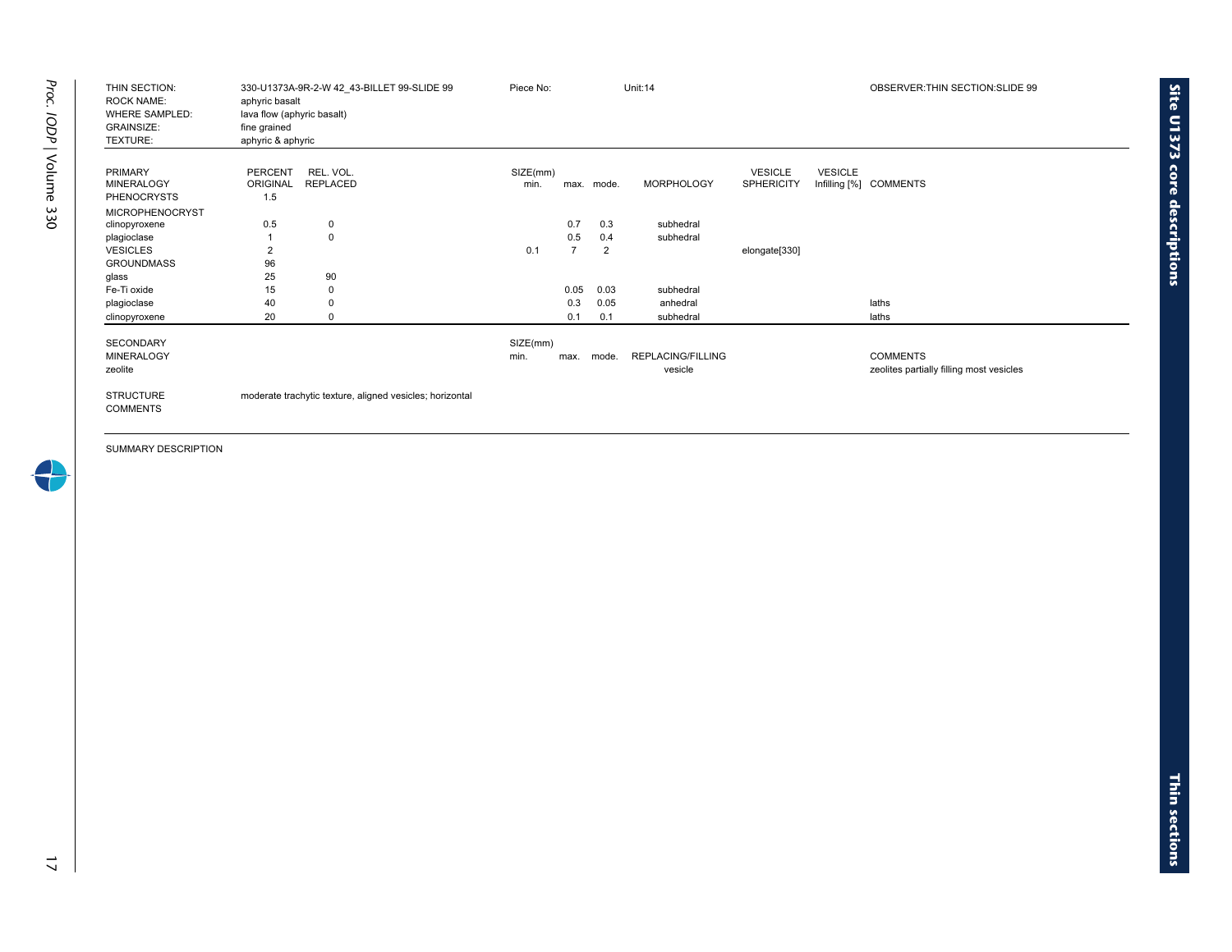| | | | | |
|---|---|---|---|---|
| THIN SECTION: | 330-U1373A-9R-2-W 42_43-BILLET 99-SLIDE 99 | Piece No: | Unit:14 | OBSERVER:THIN SECTION:SLIDE 99 |
| ROCK NAME: | aphyric basalt | | | |
| WHERE SAMPLED: | lava flow (aphyric basalt) | | | |
| GRAINSIZE: | fine grained | | | |
| TEXTURE: | aphyric & aphyric | | | |

| PRIMARY MINERALOGY | PERCENT ORIGINAL | REL. VOL. REPLACED | SIZE(mm) min. | max. | mode. | MORPHOLOGY | VESICLE SPHERICITY | VESICLE Infilling [%] | COMMENTS |
|---|---|---|---|---|---|---|---|---|---|
| PHENOCRYSTS | 1.5 | | | | | | | | |
| MICROPHENOCRYST | | | | | | | | | |
| clinopyroxene | 0.5 | 0 | | 0.7 | 0.3 | subhedral | | | |
| plagioclase | 1 | 0 | | 0.5 | 0.4 | subhedral | | | |
| VESICLES | 2 | | 0.1 | 7 | 2 | | elongate[330] | | |
| GROUNDMASS | 96 | | | | | | | | |
| glass | 25 | 90 | | | | | | | |
| Fe-Ti oxide | 15 | 0 | | 0.05 | 0.03 | subhedral | | | |
| plagioclase | 40 | 0 | | 0.3 | 0.05 | anhedral | | | laths |
| clinopyroxene | 20 | 0 | | 0.1 | 0.1 | subhedral | | | laths |

| SECONDARY MINERALOGY | SIZE(mm) min. | max. | mode. | REPLACING/FILLING | COMMENTS |
|---|---|---|---|---|---|
| zeolite | | | | vesicle | zeolites partially filling most vesicles |

STRUCTURE COMMENTS: moderate trachytic texture, aligned vesicles; horizontal

SUMMARY DESCRIPTION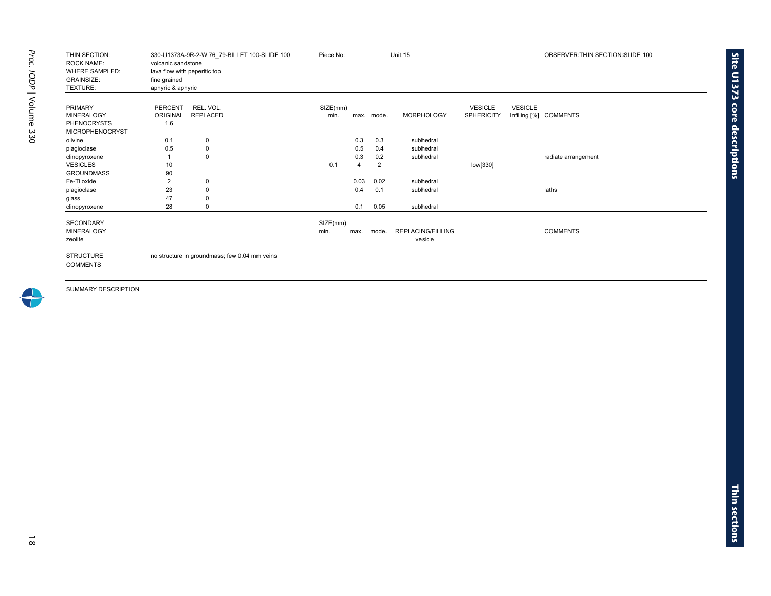| | | | | |
|---|---|---|---|---|
| THIN SECTION: | 330-U1373A-9R-2-W 76_79-BILLET 100-SLIDE 100 | Piece No: | Unit:15 | OBSERVER:THIN SECTION:SLIDE 100 |
| ROCK NAME: | volcanic sandstone | | | |
| WHERE SAMPLED: | lava flow with peperitic top | | | |
| GRAINSIZE: | fine grained | | | |
| TEXTURE: | aphyric & aphyric | | | |

| PRIMARY MINERALOGY | PERCENT ORIGINAL | REL. VOL. REPLACED | SIZE(mm) min. | max. | mode. | MORPHOLOGY | VESICLE SPHERICITY | VESICLE Infilling [%] | COMMENTS |
|---|---|---|---|---|---|---|---|---|---|
| PHENOCRYSTS | 1.6 | | | | | | | | |
| MICROPHENOCRYST | | | | | | | | | |
| olivine | 0.1 | 0 | | 0.3 | 0.3 | subhedral | | | |
| plagioclase | 0.5 | 0 | | 0.5 | 0.4 | subhedral | | | |
| clinopyroxene | 1 | 0 | | 0.3 | 0.2 | subhedral | | | radiate arrangement |
| VESICLES | 10 | | 0.1 | 4 | 2 | | low[330] | | |
| GROUNDMASS | 90 | | | | | | | | |
| Fe-Ti oxide | 2 | 0 | | 0.03 | 0.02 | subhedral | | | |
| plagioclase | 23 | 0 | | 0.4 | 0.1 | subhedral | | | laths |
| glass | 47 | 0 | | | | | | | |
| clinopyroxene | 28 | 0 | | 0.1 | 0.05 | subhedral | | | |

| SECONDARY MINERALOGY | SIZE(mm) min. | max. | mode. | REPLACING/FILLING | COMMENTS |
|---|---|---|---|---|---|
| zeolite | | | | vesicle | |

STRUCTURE COMMENTS: no structure in groundmass; few 0.04 mm veins

SUMMARY DESCRIPTION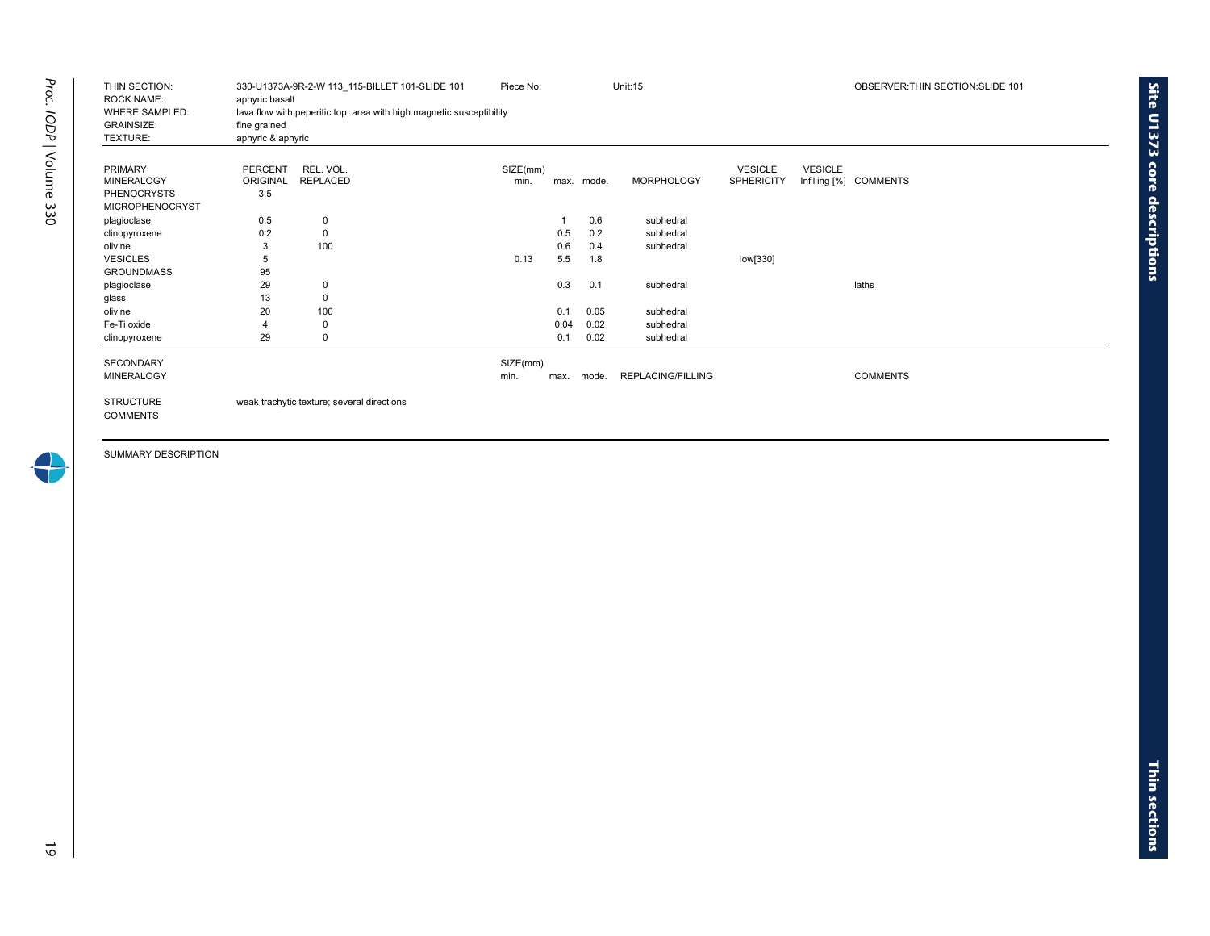| | | | | |
|---|---|---|---|---|
| THIN SECTION: | 330-U1373A-9R-2-W 113_115-BILLET 101-SLIDE 101 | Piece No: | Unit:15 | OBSERVER:THIN SECTION:SLIDE 101 |
| ROCK NAME: | aphyric basalt | | | |
| WHERE SAMPLED: | lava flow with peperitic top; area with high magnetic susceptibility | | | |
| GRAINSIZE: | fine grained | | | |
| TEXTURE: | aphyric & aphyric | | | |

| PRIMARY MINERALOGY | PERCENT ORIGINAL | REL. VOL. REPLACED | SIZE(mm) min. | max. | mode. | MORPHOLOGY | VESICLE SPHERICITY | VESICLE Infilling [%] | COMMENTS |
|---|---|---|---|---|---|---|---|---|---|
| PHENOCRYSTS | 3.5 | | | | | | | | |
| MICROPHENOCRYST | | | | | | | | | |
| plagioclase | 0.5 | 0 | | 1 | 0.6 | subhedral | | | |
| clinopyroxene | 0.2 | 0 | | 0.5 | 0.2 | subhedral | | | |
| olivine | 3 | 100 | | 0.6 | 0.4 | subhedral | | | |
| VESICLES | 5 | | 0.13 | 5.5 | 1.8 | | low[330] | | |
| GROUNDMASS | 95 | | | | | | | | |
| plagioclase | 29 | 0 | | 0.3 | 0.1 | subhedral | | | laths |
| glass | 13 | 0 | | | | | | | |
| olivine | 20 | 100 | | 0.1 | 0.05 | subhedral | | | |
| Fe-Ti oxide | 4 | 0 | | 0.04 | 0.02 | subhedral | | | |
| clinopyroxene | 29 | 0 | | 0.1 | 0.02 | subhedral | | | |

| SECONDARY MINERALOGY | SIZE(mm) min. | max. | mode. | REPLACING/FILLING | COMMENTS |
|---|---|---|---|---|---|

STRUCTURE: weak trachytic texture; several directions

COMMENTS

SUMMARY DESCRIPTION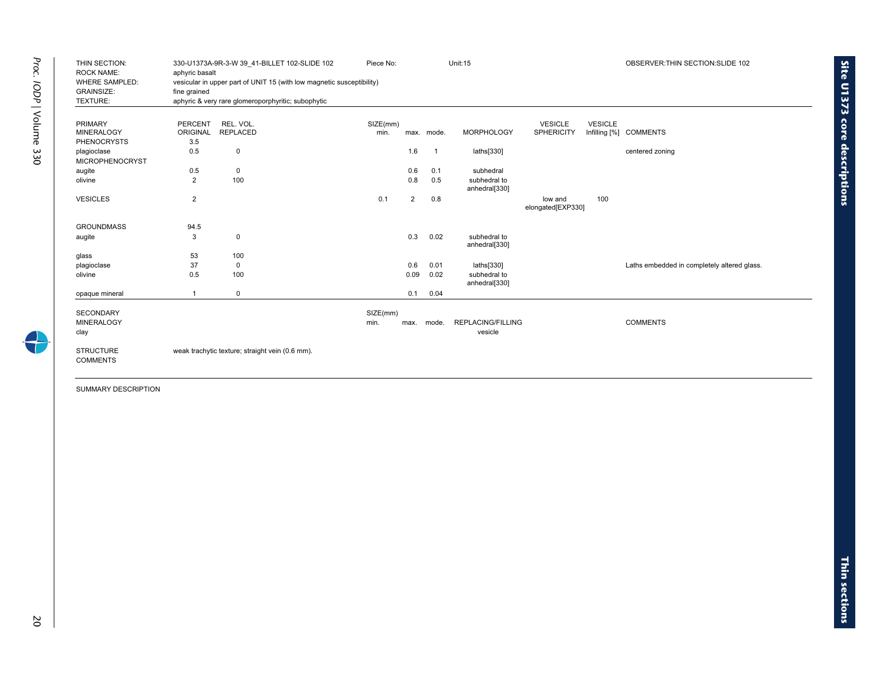THIN SECTION: 330-U1373A-9R-3-W 39_41-BILLET 102-SLIDE 102 Piece No: Unit:15 OBSERVER:THIN SECTION:SLIDE 102

ROCK NAME: aphyric basalt

WHERE SAMPLED: vesicular in upper part of UNIT 15 (with low magnetic susceptibility)

GRAINSIZE: fine grained

TEXTURE: aphyric & very rare glomeroporphyritic; subophytic

| PRIMARY MINERALOGY | PERCENT ORIGINAL | REL. VOL. REPLACED | SIZE(mm) min. | max. | mode. | MORPHOLOGY | VESICLE SPHERICITY | VESICLE Infilling [%] | COMMENTS |
|---|---|---|---|---|---|---|---|---|---|
| PHENOCRYSTS | 3.5 | | | | | | | | |
| plagioclase | 0.5 | 0 | | 1.6 | 1 | laths[330] | | | centered zoning |
| MICROPHENOCRYST | | | | | | | | | |
| augite | 0.5 | 0 | | 0.6 | 0.1 | subhedral | | | |
| olivine | 2 | 100 | | 0.8 | 0.5 | subhedral to anhedral[330] | | | |
| VESICLES | 2 | | 0.1 | 2 | 0.8 | | low and elongated[EXP330] | 100 | |
| GROUNDMASS | 94.5 | | | | | | | | |
| augite | 3 | 0 | | 0.3 | 0.02 | subhedral to anhedral[330] | | | |
| glass | 53 | 100 | | | | | | | |
| plagioclase | 37 | 0 | | 0.6 | 0.01 | laths[330] | | | Laths embedded in completely altered glass. |
| olivine | 0.5 | 100 | | 0.09 | 0.02 | subhedral to anhedral[330] | | | |
| opaque mineral | 1 | 0 | | 0.1 | 0.04 | | | | |

| SECONDARY MINERALOGY | SIZE(mm) min. | max. | mode. | REPLACING/FILLING | COMMENTS |
|---|---|---|---|---|---|
| clay | | | | vesicle | |

STRUCTURE COMMENTS: weak trachytic texture; straight vein (0.6 mm).

SUMMARY DESCRIPTION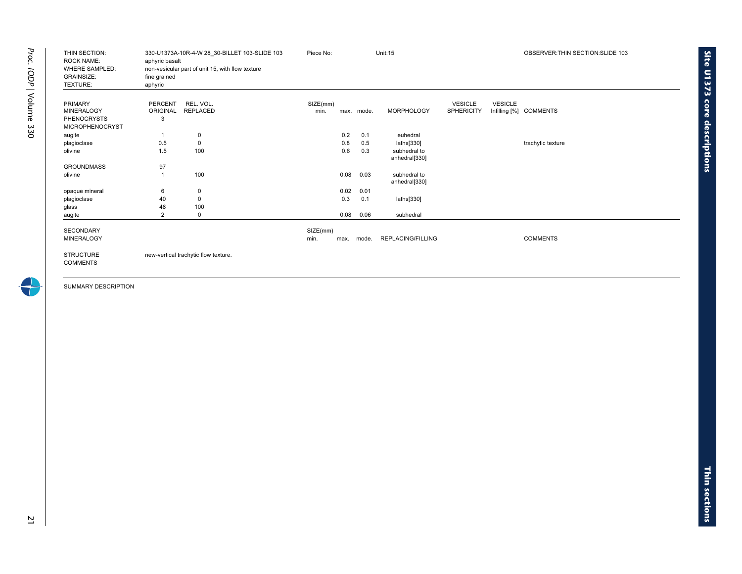| | | | | |
|---|---|---|---|---|
| THIN SECTION: | 330-U1373A-10R-4-W 28_30-BILLET 103-SLIDE 103 | Piece No: | Unit:15 | OBSERVER:THIN SECTION:SLIDE 103 |
| ROCK NAME: | aphyric basalt | | | |
| WHERE SAMPLED: | non-vesicular part of unit 15, with flow texture | | | |
| GRAINSIZE: | fine grained | | | |
| TEXTURE: | aphyric | | | |

| PRIMARY MINERALOGY | PERCENT ORIGINAL | REL. VOL. REPLACED | SIZE(mm) min. | max. | mode. | MORPHOLOGY | VESICLE SPHERICITY | VESICLE Infilling [%] | COMMENTS |
|---|---|---|---|---|---|---|---|---|---|
| PHENOCRYSTS | 3 | | | | | | | | |
| MICROPHENOCRYST | | | | | | | | | |
| augite | 1 | 0 | | 0.2 | 0.1 | euhedral | | | |
| plagioclase | 0.5 | 0 | | 0.8 | 0.5 | laths[330] | | | trachytic texture |
| olivine | 1.5 | 100 | | 0.6 | 0.3 | subhedral to anhedral[330] | | | |
| GROUNDMASS | 97 | | | | | | | | |
| olivine | 1 | 100 | | 0.08 | 0.03 | subhedral to anhedral[330] | | | |
| opaque mineral | 6 | 0 | | 0.02 | 0.01 | | | | |
| plagioclase | 40 | 0 | | 0.3 | 0.1 | laths[330] | | | |
| glass | 48 | 100 | | | | | | | |
| augite | 2 | 0 | | 0.08 | 0.06 | subhedral | | | |

| SECONDARY MINERALOGY | SIZE(mm) min. | max. | mode. | REPLACING/FILLING | COMMENTS |
|---|---|---|---|---|---|

STRUCTURE COMMENTS: new-vertical trachytic flow texture.

SUMMARY DESCRIPTION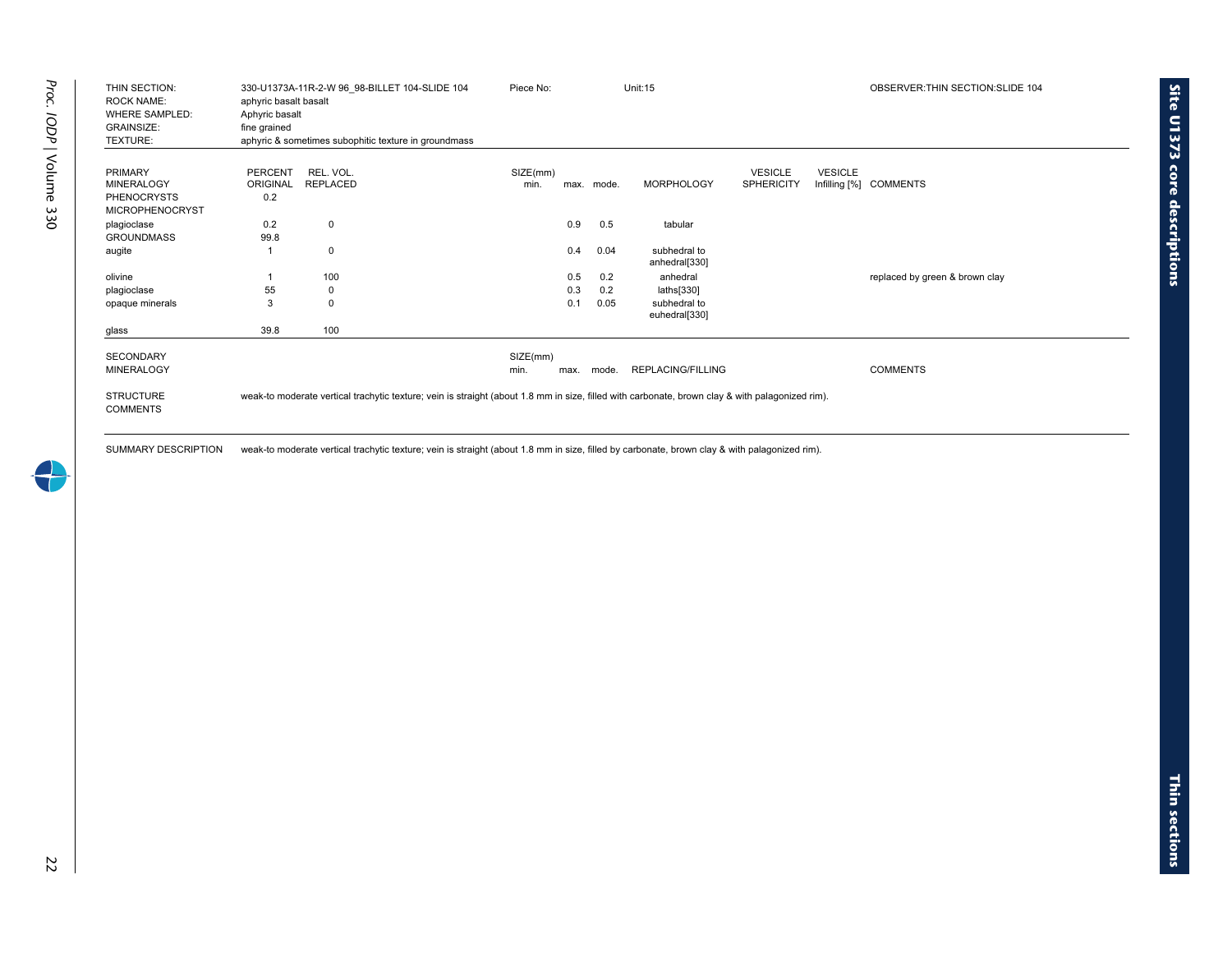| | | | | |
|---|---|---|---|---|
| THIN SECTION: | 330-U1373A-11R-2-W 96_98-BILLET 104-SLIDE 104 | Piece No: | Unit:15 | OBSERVER:THIN SECTION:SLIDE 104 |
| ROCK NAME: | aphyric basalt basalt | | | |
| WHERE SAMPLED: | Aphyric basalt | | | |
| GRAINSIZE: | fine grained | | | |
| TEXTURE: | aphyric & sometimes subophitic texture in groundmass | | | |

| PRIMARY MINERALOGY | PERCENT ORIGINAL | REL. VOL. REPLACED | SIZE(mm) min. | max. | mode. | MORPHOLOGY | VESICLE SPHERICITY | VESICLE Infilling [%] | COMMENTS |
|---|---|---|---|---|---|---|---|---|---|
| PHENOCRYSTS | 0.2 | | | | | | | | |
| MICROPHENOCRYST | | | | | | | | | |
| plagioclase | 0.2 | 0 | | 0.9 | 0.5 | tabular | | | |
| GROUNDMASS | 99.8 | | | | | | | | |
| augite | 1 | 0 | | 0.4 | 0.04 | subhedral to anhedral[330] | | | |
| olivine | 1 | 100 | | 0.5 | 0.2 | anhedral | | | replaced by green & brown clay |
| plagioclase | 55 | 0 | | 0.3 | 0.2 | laths[330] | | | |
| opaque minerals | 3 | 0 | | 0.1 | 0.05 | subhedral to euhedral[330] | | | |
| glass | 39.8 | 100 | | | | | | | |

| SECONDARY MINERALOGY | SIZE(mm) min. | max. | mode. | REPLACING/FILLING | COMMENTS |
|---|---|---|---|---|---|

STRUCTURE COMMENTS: weak-to moderate vertical trachytic texture; vein is straight (about 1.8 mm in size, filled with carbonate, brown clay & with palagonized rim).

SUMMARY DESCRIPTION: weak-to moderate vertical trachytic texture; vein is straight (about 1.8 mm in size, filled by carbonate, brown clay & with palagonized rim).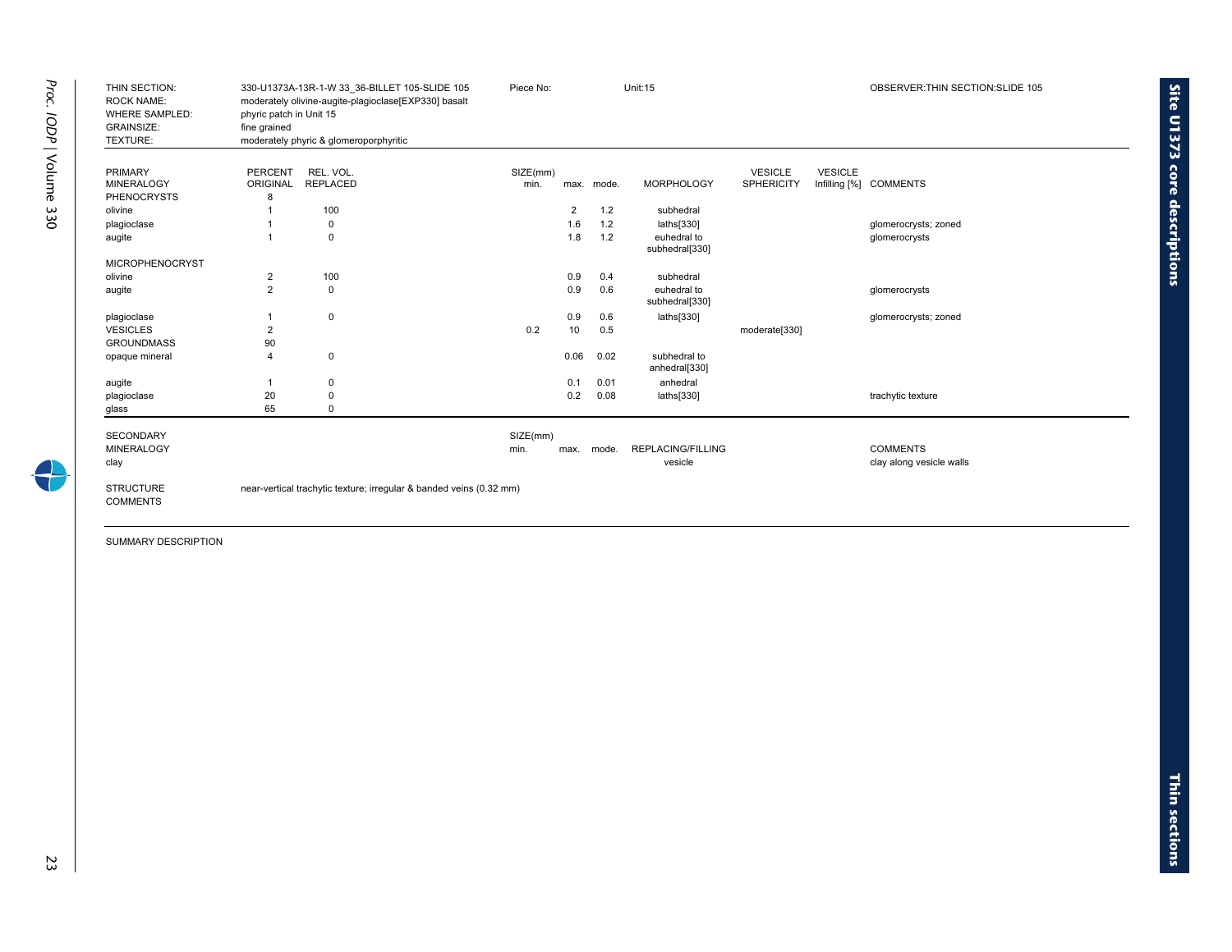| | | | |
|---|---|---|---|
| THIN SECTION: | 330-U1373A-13R-1-W 33_36-BILLET 105-SLIDE 105 | Piece No: | Unit:15 | OBSERVER:THIN SECTION:SLIDE 105 |
| ROCK NAME: | moderately olivine-augite-plagioclase[EXP330] basalt | | | |
| WHERE SAMPLED: | phyric patch in Unit 15 | | | |
| GRAINSIZE: | fine grained | | | |
| TEXTURE: | moderately phyric & glomeroporphyritic | | | |

| PRIMARY MINERALOGY | PERCENT ORIGINAL | REL. VOL. REPLACED | SIZE(mm) min. | max. | mode. | MORPHOLOGY | VESICLE SPHERICITY | VESICLE Infilling [%] | COMMENTS |
|---|---|---|---|---|---|---|---|---|---|
| PHENOCRYSTS | 8 | | | | | | | | |
| olivine | 1 | 100 | | 2 | 1.2 | subhedral | | | |
| plagioclase | 1 | 0 | | 1.6 | 1.2 | laths[330] | | | glomerocrysts; zoned |
| augite | 1 | 0 | | 1.8 | 1.2 | euhedral to subhedral[330] | | | glomerocrysts |
| MICROPHENOCRYST | | | | | | | | | |
| olivine | 2 | 100 | | 0.9 | 0.4 | subhedral | | | |
| augite | 2 | 0 | | 0.9 | 0.6 | euhedral to subhedral[330] | | | glomerocrysts |
| plagioclase | 1 | 0 | | 0.9 | 0.6 | laths[330] | | | glomerocrysts; zoned |
| VESICLES | 2 | | 0.2 | 10 | 0.5 | | moderate[330] | | |
| GROUNDMASS | 90 | | | | | | | | |
| opaque mineral | 4 | 0 | | 0.06 | 0.02 | subhedral to anhedral[330] | | | |
| augite | 1 | 0 | | 0.1 | 0.01 | anhedral | | | |
| plagioclase | 20 | 0 | | 0.2 | 0.08 | laths[330] | | | trachytic texture |
| glass | 65 | 0 | | | | | | | |

| SECONDARY MINERALOGY | SIZE(mm) min. | max. | mode. | REPLACING/FILLING | COMMENTS |
|---|---|---|---|---|---|
| clay | | | | vesicle | clay along vesicle walls |

STRUCTURE COMMENTS: near-vertical trachytic texture; irregular & banded veins (0.32 mm)

SUMMARY DESCRIPTION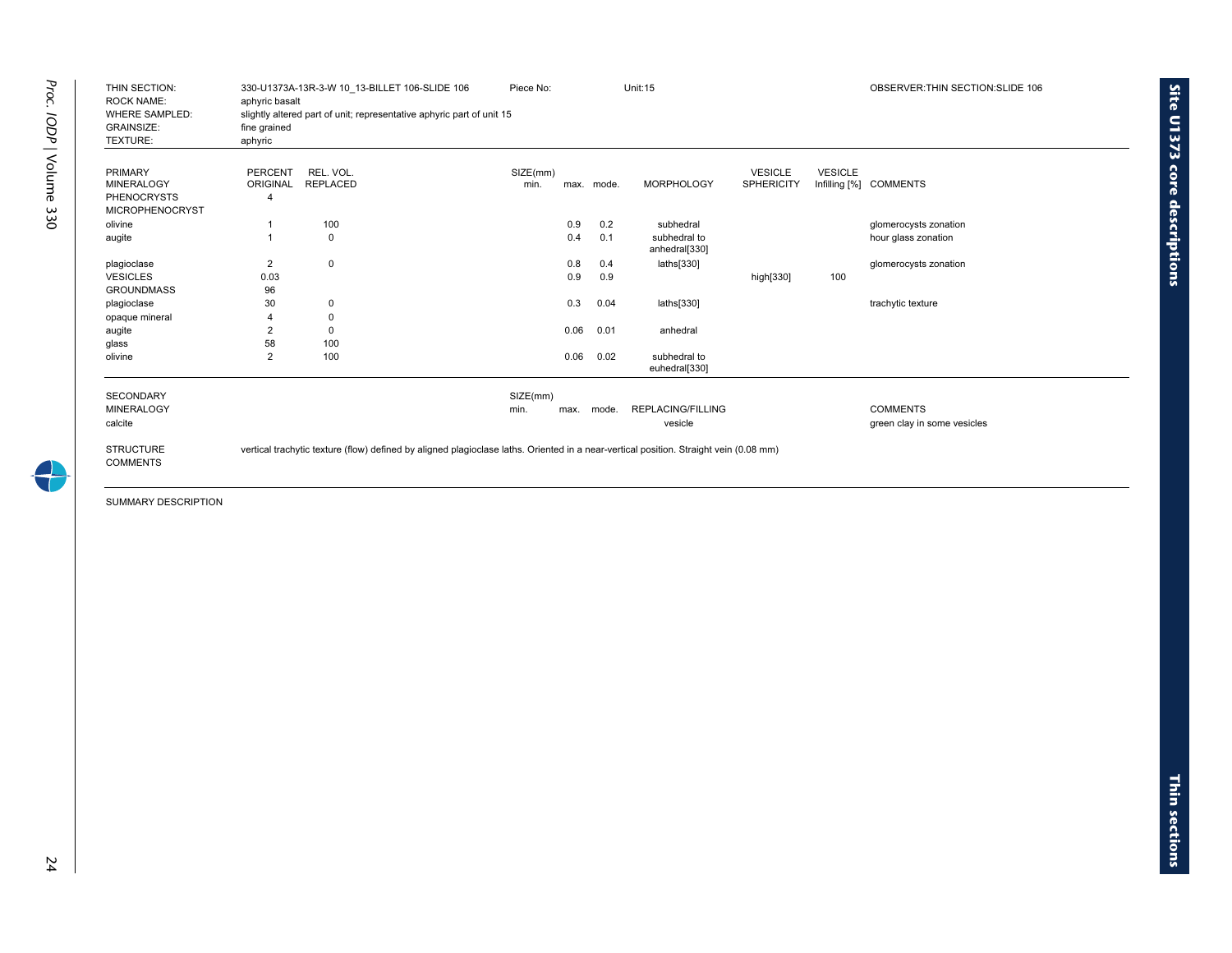| | | | | | |
|---|---|---|---|---|---|
| THIN SECTION: | 330-U1373A-13R-3-W 10_13-BILLET 106-SLIDE 106 | Piece No: | | Unit:15 | OBSERVER:THIN SECTION:SLIDE 106 |
| ROCK NAME: | aphyric basalt | | | | |
| WHERE SAMPLED: | slightly altered part of unit; representative aphyric part of unit 15 | | | | |
| GRAINSIZE: | fine grained | | | | |
| TEXTURE: | aphyric | | | | |

| PRIMARY MINERALOGY | PERCENT ORIGINAL | REL. VOL. REPLACED | SIZE(mm) min. | max. | mode. | MORPHOLOGY | VESICLE SPHERICITY | VESICLE Infilling [%] | COMMENTS |
|---|---|---|---|---|---|---|---|---|---|
| PHENOCRYSTS | 4 | | | | | | | | |
| MICROPHENOCRYST | | | | | | | | | |
| olivine | 1 | 100 | | 0.9 | 0.2 | subhedral | | | glomerocysts zonation |
| augite | 1 | 0 | | 0.4 | 0.1 | subhedral to anhedral[330] | | | hour glass zonation |
| plagioclase | 2 | 0 | | 0.8 | 0.4 | laths[330] | | | glomerocysts zonation |
| VESICLES | 0.03 | | | 0.9 | 0.9 | | high[330] | 100 | |
| GROUNDMASS | 96 | | | | | | | | |
| plagioclase | 30 | 0 | | 0.3 | 0.04 | laths[330] | | | trachytic texture |
| opaque mineral | 4 | 0 | | | | | | | |
| augite | 2 | 0 | | 0.06 | 0.01 | anhedral | | | |
| glass | 58 | 100 | | | | | | | |
| olivine | 2 | 100 | | 0.06 | 0.02 | subhedral to euhedral[330] | | | |

| SECONDARY MINERALOGY | SIZE(mm) min. | max. | mode. | REPLACING/FILLING | COMMENTS |
|---|---|---|---|---|---|
| calcite | | | | vesicle | green clay in some vesicles |

STRUCTURE COMMENTS: vertical trachytic texture (flow) defined by aligned plagioclase laths. Oriented in a near-vertical position. Straight vein (0.08 mm)

SUMMARY DESCRIPTION